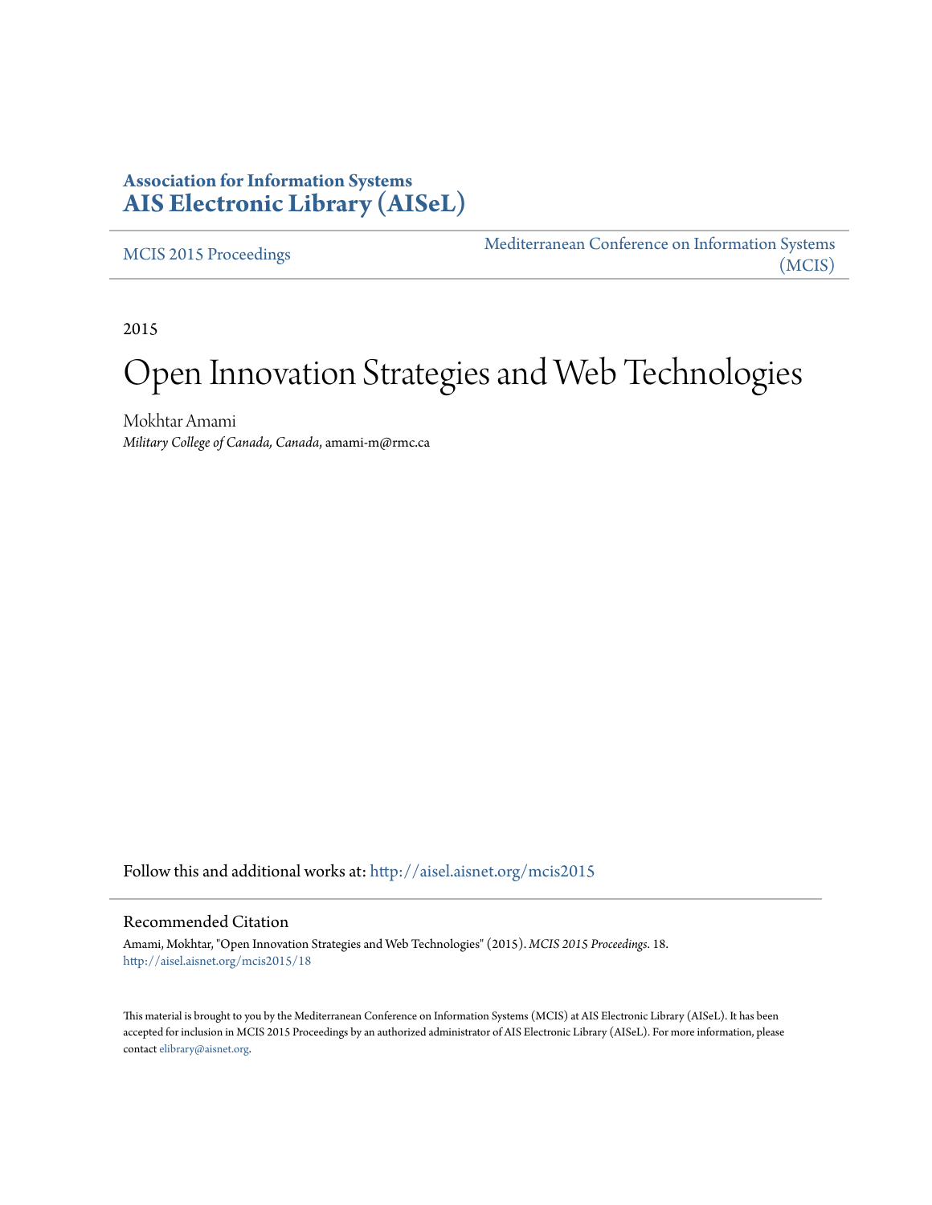# Association for Information Systems
# AIS Electronic Library (AISeL)

MCIS 2015 Proceedings

Mediterranean Conference on Information Systems (MCIS)

2015

# Open Innovation Strategies and Web Technologies

Mokhtar Amami
*Military College of Canada, Canada*, amami-m@rmc.ca

Follow this and additional works at: http://aisel.aisnet.org/mcis2015

## Recommended Citation

Amami, Mokhtar, "Open Innovation Strategies and Web Technologies" (2015). *MCIS 2015 Proceedings*. 18.
http://aisel.aisnet.org/mcis2015/18

This material is brought to you by the Mediterranean Conference on Information Systems (MCIS) at AIS Electronic Library (AISeL). It has been accepted for inclusion in MCIS 2015 Proceedings by an authorized administrator of AIS Electronic Library (AISeL). For more information, please contact elibrary@aisnet.org.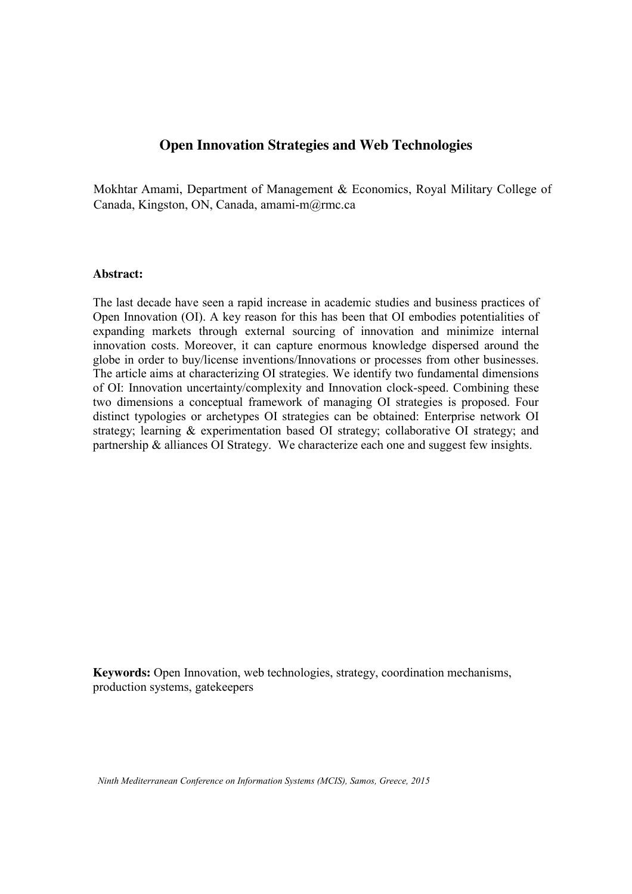# Open Innovation Strategies and Web Technologies

Mokhtar Amami, Department of Management & Economics, Royal Military College of Canada, Kingston, ON, Canada, amami-m@rmc.ca

**Abstract:**

The last decade have seen a rapid increase in academic studies and business practices of Open Innovation (OI). A key reason for this has been that OI embodies potentialities of expanding markets through external sourcing of innovation and minimize internal innovation costs. Moreover, it can capture enormous knowledge dispersed around the globe in order to buy/license inventions/Innovations or processes from other businesses. The article aims at characterizing OI strategies. We identify two fundamental dimensions of OI: Innovation uncertainty/complexity and Innovation clock-speed. Combining these two dimensions a conceptual framework of managing OI strategies is proposed. Four distinct typologies or archetypes OI strategies can be obtained: Enterprise network OI strategy; learning & experimentation based OI strategy; collaborative OI strategy; and partnership & alliances OI Strategy. We characterize each one and suggest few insights.

**Keywords:** Open Innovation, web technologies, strategy, coordination mechanisms, production systems, gatekeepers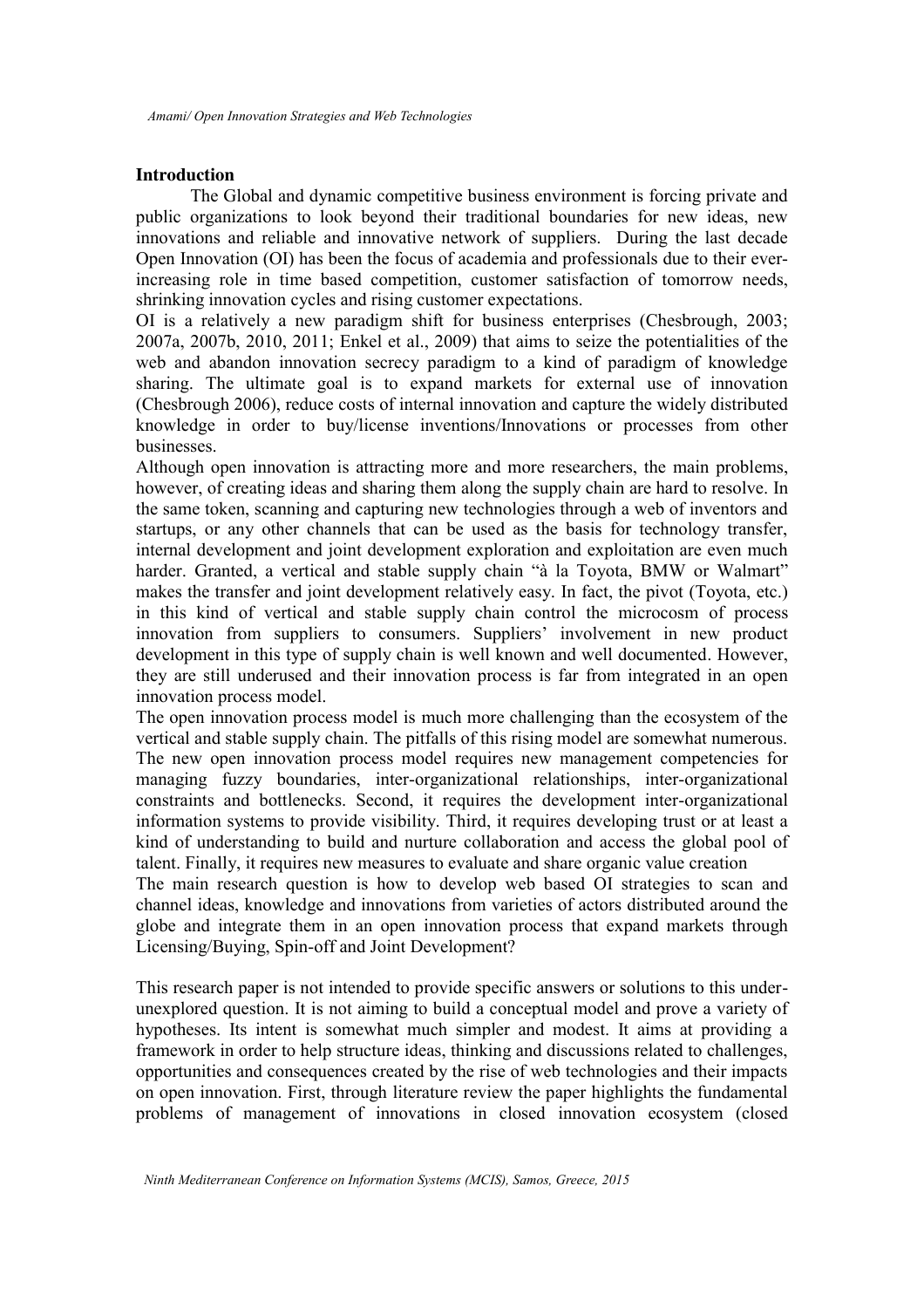## Introduction

The Global and dynamic competitive business environment is forcing private and public organizations to look beyond their traditional boundaries for new ideas, new innovations and reliable and innovative network of suppliers. During the last decade Open Innovation (OI) has been the focus of academia and professionals due to their ever-increasing role in time based competition, customer satisfaction of tomorrow needs, shrinking innovation cycles and rising customer expectations.

OI is a relatively a new paradigm shift for business enterprises (Chesbrough, 2003; 2007a, 2007b, 2010, 2011; Enkel et al., 2009) that aims to seize the potentialities of the web and abandon innovation secrecy paradigm to a kind of paradigm of knowledge sharing. The ultimate goal is to expand markets for external use of innovation (Chesbrough 2006), reduce costs of internal innovation and capture the widely distributed knowledge in order to buy/license inventions/Innovations or processes from other businesses.

Although open innovation is attracting more and more researchers, the main problems, however, of creating ideas and sharing them along the supply chain are hard to resolve. In the same token, scanning and capturing new technologies through a web of inventors and startups, or any other channels that can be used as the basis for technology transfer, internal development and joint development exploration and exploitation are even much harder. Granted, a vertical and stable supply chain "à la Toyota, BMW or Walmart" makes the transfer and joint development relatively easy. In fact, the pivot (Toyota, etc.) in this kind of vertical and stable supply chain control the microcosm of process innovation from suppliers to consumers. Suppliers' involvement in new product development in this type of supply chain is well known and well documented. However, they are still underused and their innovation process is far from integrated in an open innovation process model.

The open innovation process model is much more challenging than the ecosystem of the vertical and stable supply chain. The pitfalls of this rising model are somewhat numerous. The new open innovation process model requires new management competencies for managing fuzzy boundaries, inter-organizational relationships, inter-organizational constraints and bottlenecks. Second, it requires the development inter-organizational information systems to provide visibility. Third, it requires developing trust or at least a kind of understanding to build and nurture collaboration and access the global pool of talent. Finally, it requires new measures to evaluate and share organic value creation

The main research question is how to develop web based OI strategies to scan and channel ideas, knowledge and innovations from varieties of actors distributed around the globe and integrate them in an open innovation process that expand markets through Licensing/Buying, Spin-off and Joint Development?

This research paper is not intended to provide specific answers or solutions to this under-unexplored question. It is not aiming to build a conceptual model and prove a variety of hypotheses. Its intent is somewhat much simpler and modest. It aims at providing a framework in order to help structure ideas, thinking and discussions related to challenges, opportunities and consequences created by the rise of web technologies and their impacts on open innovation. First, through literature review the paper highlights the fundamental problems of management of innovations in closed innovation ecosystem (closed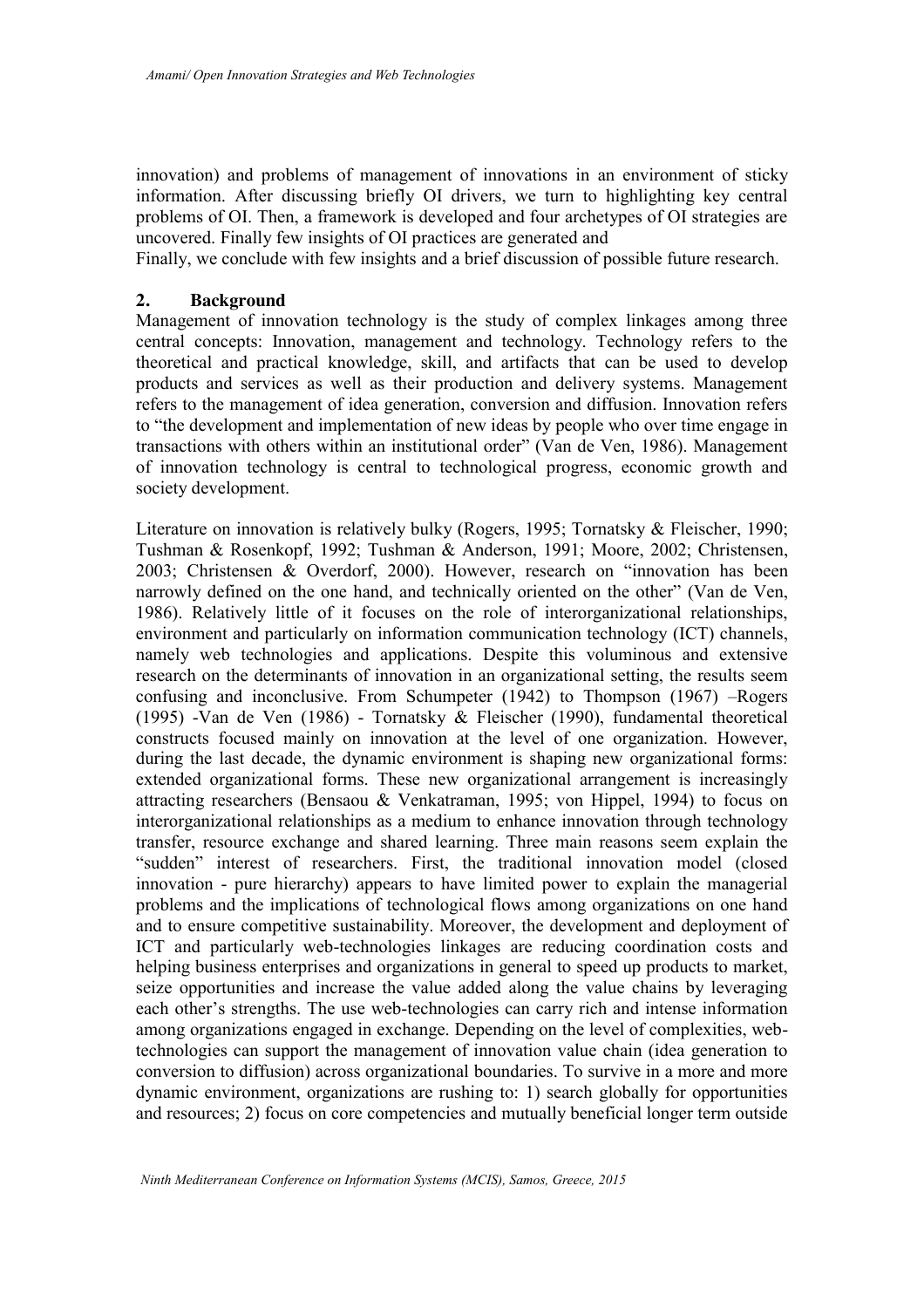innovation) and problems of management of innovations in an environment of sticky information. After discussing briefly OI drivers, we turn to highlighting key central problems of OI. Then, a framework is developed and four archetypes of OI strategies are uncovered. Finally few insights of OI practices are generated and

Finally, we conclude with few insights and a brief discussion of possible future research.

## 2. Background

Management of innovation technology is the study of complex linkages among three central concepts: Innovation, management and technology. Technology refers to the theoretical and practical knowledge, skill, and artifacts that can be used to develop products and services as well as their production and delivery systems. Management refers to the management of idea generation, conversion and diffusion. Innovation refers to "the development and implementation of new ideas by people who over time engage in transactions with others within an institutional order" (Van de Ven, 1986). Management of innovation technology is central to technological progress, economic growth and society development.

Literature on innovation is relatively bulky (Rogers, 1995; Tornatsky & Fleischer, 1990; Tushman & Rosenkopf, 1992; Tushman & Anderson, 1991; Moore, 2002; Christensen, 2003; Christensen & Overdorf, 2000). However, research on "innovation has been narrowly defined on the one hand, and technically oriented on the other" (Van de Ven, 1986). Relatively little of it focuses on the role of interorganizational relationships, environment and particularly on information communication technology (ICT) channels, namely web technologies and applications. Despite this voluminous and extensive research on the determinants of innovation in an organizational setting, the results seem confusing and inconclusive. From Schumpeter (1942) to Thompson (1967) –Rogers (1995) -Van de Ven (1986) - Tornatsky & Fleischer (1990), fundamental theoretical constructs focused mainly on innovation at the level of one organization. However, during the last decade, the dynamic environment is shaping new organizational forms: extended organizational forms. These new organizational arrangement is increasingly attracting researchers (Bensaou & Venkatraman, 1995; von Hippel, 1994) to focus on interorganizational relationships as a medium to enhance innovation through technology transfer, resource exchange and shared learning. Three main reasons seem explain the "sudden" interest of researchers. First, the traditional innovation model (closed innovation - pure hierarchy) appears to have limited power to explain the managerial problems and the implications of technological flows among organizations on one hand and to ensure competitive sustainability. Moreover, the development and deployment of ICT and particularly web-technologies linkages are reducing coordination costs and helping business enterprises and organizations in general to speed up products to market, seize opportunities and increase the value added along the value chains by leveraging each other's strengths. The use web-technologies can carry rich and intense information among organizations engaged in exchange. Depending on the level of complexities, web-technologies can support the management of innovation value chain (idea generation to conversion to diffusion) across organizational boundaries. To survive in a more and more dynamic environment, organizations are rushing to: 1) search globally for opportunities and resources; 2) focus on core competencies and mutually beneficial longer term outside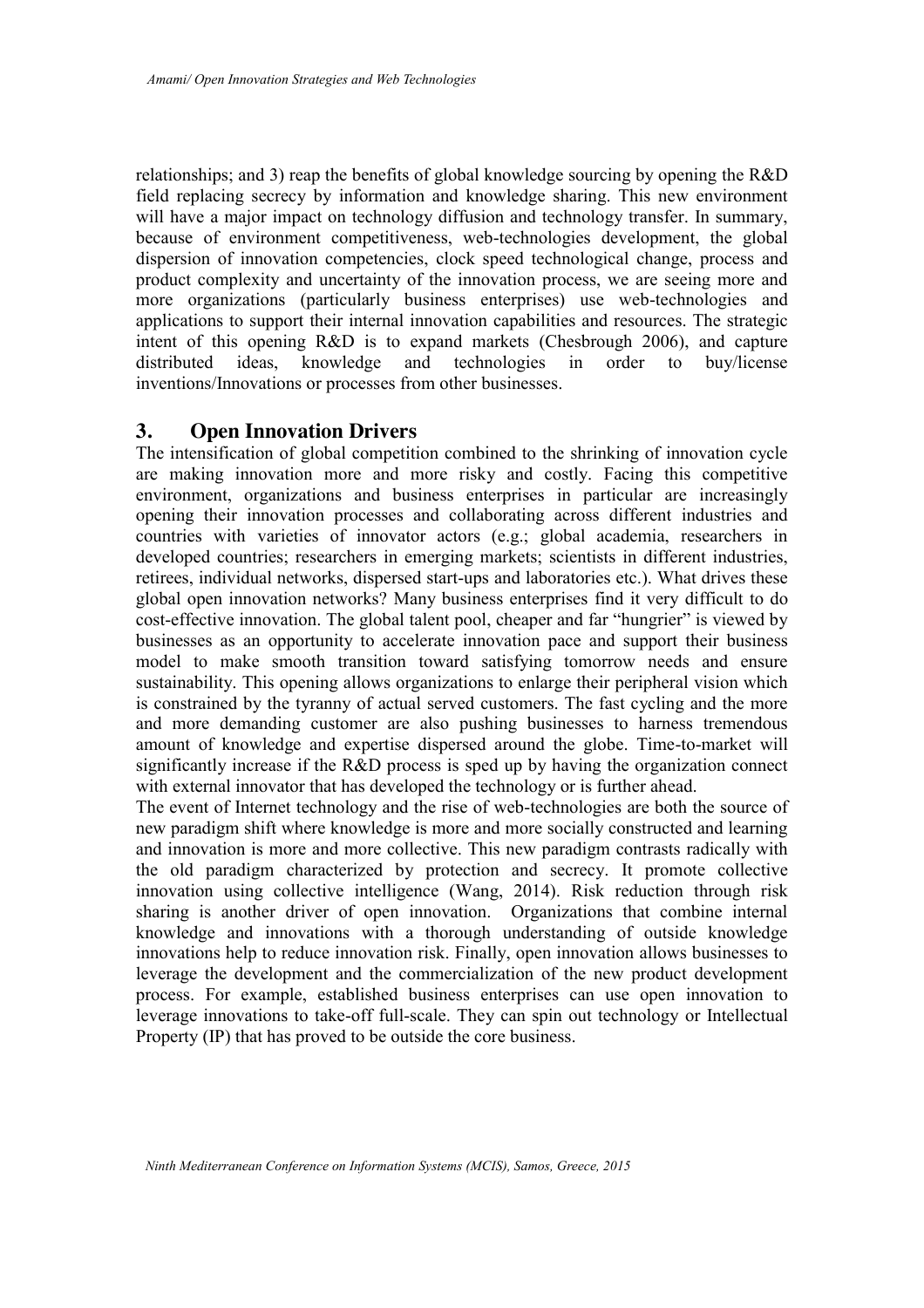relationships; and 3) reap the benefits of global knowledge sourcing by opening the R&D field replacing secrecy by information and knowledge sharing. This new environment will have a major impact on technology diffusion and technology transfer. In summary, because of environment competitiveness, web-technologies development, the global dispersion of innovation competencies, clock speed technological change, process and product complexity and uncertainty of the innovation process, we are seeing more and more organizations (particularly business enterprises) use web-technologies and applications to support their internal innovation capabilities and resources. The strategic intent of this opening R&D is to expand markets (Chesbrough 2006), and capture distributed ideas, knowledge and technologies in order to buy/license inventions/Innovations or processes from other businesses.

## 3. Open Innovation Drivers

The intensification of global competition combined to the shrinking of innovation cycle are making innovation more and more risky and costly. Facing this competitive environment, organizations and business enterprises in particular are increasingly opening their innovation processes and collaborating across different industries and countries with varieties of innovator actors (e.g.; global academia, researchers in developed countries; researchers in emerging markets; scientists in different industries, retirees, individual networks, dispersed start-ups and laboratories etc.). What drives these global open innovation networks? Many business enterprises find it very difficult to do cost-effective innovation. The global talent pool, cheaper and far "hungrier" is viewed by businesses as an opportunity to accelerate innovation pace and support their business model to make smooth transition toward satisfying tomorrow needs and ensure sustainability. This opening allows organizations to enlarge their peripheral vision which is constrained by the tyranny of actual served customers. The fast cycling and the more and more demanding customer are also pushing businesses to harness tremendous amount of knowledge and expertise dispersed around the globe. Time-to-market will significantly increase if the R&D process is sped up by having the organization connect with external innovator that has developed the technology or is further ahead.

The event of Internet technology and the rise of web-technologies are both the source of new paradigm shift where knowledge is more and more socially constructed and learning and innovation is more and more collective. This new paradigm contrasts radically with the old paradigm characterized by protection and secrecy. It promote collective innovation using collective intelligence (Wang, 2014). Risk reduction through risk sharing is another driver of open innovation. Organizations that combine internal knowledge and innovations with a thorough understanding of outside knowledge innovations help to reduce innovation risk. Finally, open innovation allows businesses to leverage the development and the commercialization of the new product development process. For example, established business enterprises can use open innovation to leverage innovations to take-off full-scale. They can spin out technology or Intellectual Property (IP) that has proved to be outside the core business.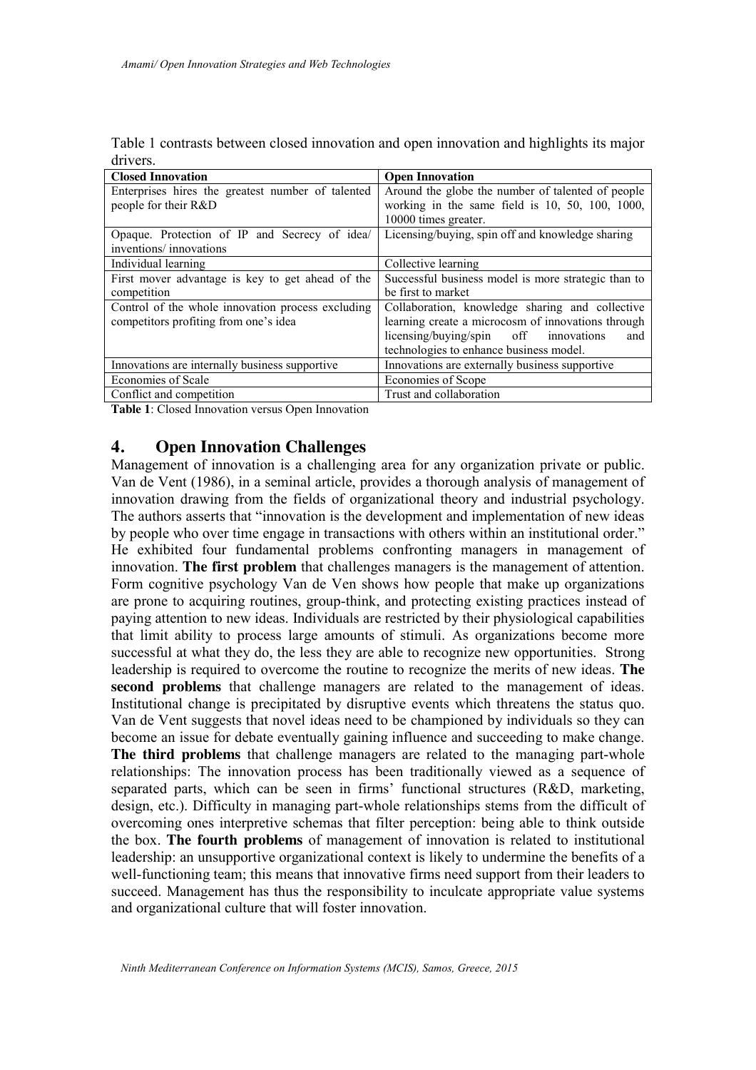Table 1 contrasts between closed innovation and open innovation and highlights its major drivers.

| Closed Innovation | Open Innovation |
| --- | --- |
| Enterprises hires the greatest number of talented people for their R&D | Around the globe the number of talented of people working in the same field is 10, 50, 100, 1000, 10000 times greater. |
| Opaque. Protection of IP and Secrecy of idea/ inventions/ innovations | Licensing/buying, spin off and knowledge sharing |
| Individual learning | Collective learning |
| First mover advantage is key to get ahead of the competition | Successful business model is more strategic than to be first to market |
| Control of the whole innovation process excluding competitors profiting from one's idea | Collaboration, knowledge sharing and collective learning create a microcosm of innovations through licensing/buying/spin off innovations and technologies to enhance business model. |
| Innovations are internally business supportive | Innovations are externally business supportive |
| Economies of Scale | Economies of Scope |
| Conflict and competition | Trust and collaboration |

**Table 1**: Closed Innovation versus Open Innovation

## 4. Open Innovation Challenges

Management of innovation is a challenging area for any organization private or public. Van de Vent (1986), in a seminal article, provides a thorough analysis of management of innovation drawing from the fields of organizational theory and industrial psychology. The authors asserts that "innovation is the development and implementation of new ideas by people who over time engage in transactions with others within an institutional order." He exhibited four fundamental problems confronting managers in management of innovation. **The first problem** that challenges managers is the management of attention. Form cognitive psychology Van de Ven shows how people that make up organizations are prone to acquiring routines, group-think, and protecting existing practices instead of paying attention to new ideas. Individuals are restricted by their physiological capabilities that limit ability to process large amounts of stimuli. As organizations become more successful at what they do, the less they are able to recognize new opportunities. Strong leadership is required to overcome the routine to recognize the merits of new ideas. **The second problems** that challenge managers are related to the management of ideas. Institutional change is precipitated by disruptive events which threatens the status quo. Van de Vent suggests that novel ideas need to be championed by individuals so they can become an issue for debate eventually gaining influence and succeeding to make change. **The third problems** that challenge managers are related to the managing part-whole relationships: The innovation process has been traditionally viewed as a sequence of separated parts, which can be seen in firms' functional structures (R&D, marketing, design, etc.). Difficulty in managing part-whole relationships stems from the difficult of overcoming ones interpretive schemas that filter perception: being able to think outside the box. **The fourth problems** of management of innovation is related to institutional leadership: an unsupportive organizational context is likely to undermine the benefits of a well-functioning team; this means that innovative firms need support from their leaders to succeed. Management has thus the responsibility to inculcate appropriate value systems and organizational culture that will foster innovation.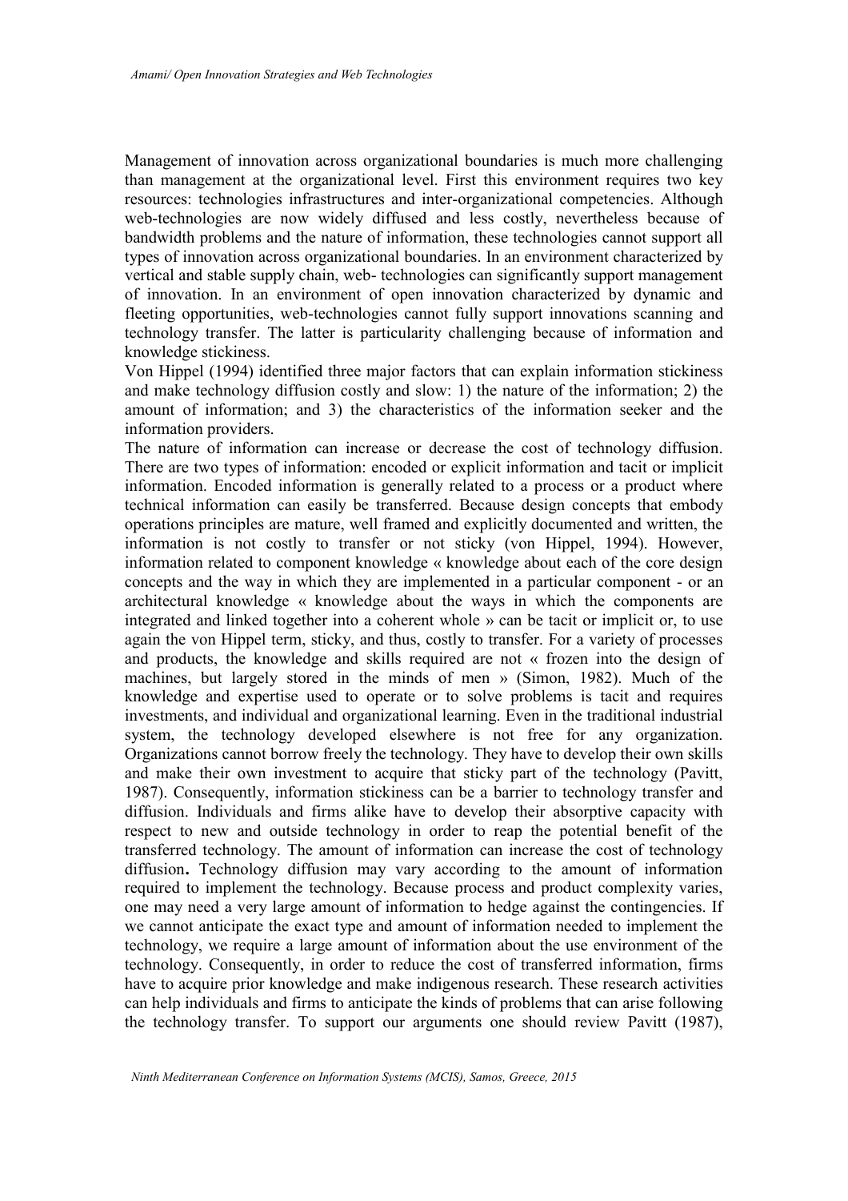Management of innovation across organizational boundaries is much more challenging than management at the organizational level. First this environment requires two key resources: technologies infrastructures and inter-organizational competencies. Although web-technologies are now widely diffused and less costly, nevertheless because of bandwidth problems and the nature of information, these technologies cannot support all types of innovation across organizational boundaries. In an environment characterized by vertical and stable supply chain, web- technologies can significantly support management of innovation. In an environment of open innovation characterized by dynamic and fleeting opportunities, web-technologies cannot fully support innovations scanning and technology transfer. The latter is particularity challenging because of information and knowledge stickiness.

Von Hippel (1994) identified three major factors that can explain information stickiness and make technology diffusion costly and slow: 1) the nature of the information; 2) the amount of information; and 3) the characteristics of the information seeker and the information providers.

The nature of information can increase or decrease the cost of technology diffusion. There are two types of information: encoded or explicit information and tacit or implicit information. Encoded information is generally related to a process or a product where technical information can easily be transferred. Because design concepts that embody operations principles are mature, well framed and explicitly documented and written, the information is not costly to transfer or not sticky (von Hippel, 1994). However, information related to component knowledge « knowledge about each of the core design concepts and the way in which they are implemented in a particular component - or an architectural knowledge « knowledge about the ways in which the components are integrated and linked together into a coherent whole » can be tacit or implicit or, to use again the von Hippel term, sticky, and thus, costly to transfer. For a variety of processes and products, the knowledge and skills required are not « frozen into the design of machines, but largely stored in the minds of men » (Simon, 1982). Much of the knowledge and expertise used to operate or to solve problems is tacit and requires investments, and individual and organizational learning. Even in the traditional industrial system, the technology developed elsewhere is not free for any organization. Organizations cannot borrow freely the technology. They have to develop their own skills and make their own investment to acquire that sticky part of the technology (Pavitt, 1987). Consequently, information stickiness can be a barrier to technology transfer and diffusion. Individuals and firms alike have to develop their absorptive capacity with respect to new and outside technology in order to reap the potential benefit of the transferred technology. The amount of information can increase the cost of technology diffusion**.** Technology diffusion may vary according to the amount of information required to implement the technology. Because process and product complexity varies, one may need a very large amount of information to hedge against the contingencies. If we cannot anticipate the exact type and amount of information needed to implement the technology, we require a large amount of information about the use environment of the technology. Consequently, in order to reduce the cost of transferred information, firms have to acquire prior knowledge and make indigenous research. These research activities can help individuals and firms to anticipate the kinds of problems that can arise following the technology transfer. To support our arguments one should review Pavitt (1987),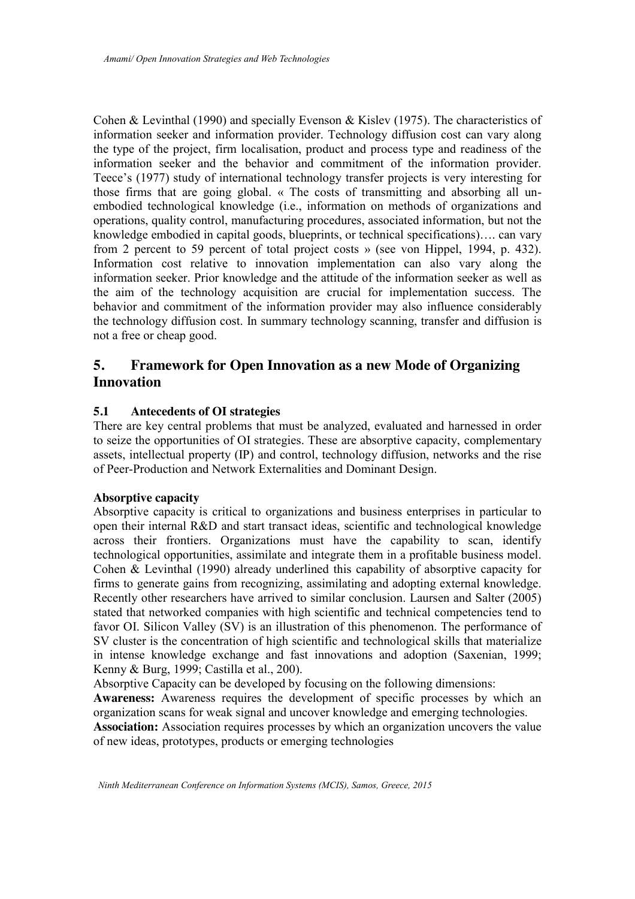Cohen & Levinthal (1990) and specially Evenson & Kislev (1975). The characteristics of information seeker and information provider. Technology diffusion cost can vary along the type of the project, firm localisation, product and process type and readiness of the information seeker and the behavior and commitment of the information provider. Teece's (1977) study of international technology transfer projects is very interesting for those firms that are going global. « The costs of transmitting and absorbing all un-embodied technological knowledge (i.e., information on methods of organizations and operations, quality control, manufacturing procedures, associated information, but not the knowledge embodied in capital goods, blueprints, or technical specifications)…. can vary from 2 percent to 59 percent of total project costs » (see von Hippel, 1994, p. 432). Information cost relative to innovation implementation can also vary along the information seeker. Prior knowledge and the attitude of the information seeker as well as the aim of the technology acquisition are crucial for implementation success. The behavior and commitment of the information provider may also influence considerably the technology diffusion cost. In summary technology scanning, transfer and diffusion is not a free or cheap good.

## 5. Framework for Open Innovation as a new Mode of Organizing Innovation

### 5.1 Antecedents of OI strategies

There are key central problems that must be analyzed, evaluated and harnessed in order to seize the opportunities of OI strategies. These are absorptive capacity, complementary assets, intellectual property (IP) and control, technology diffusion, networks and the rise of Peer-Production and Network Externalities and Dominant Design.

**Absorptive capacity**

Absorptive capacity is critical to organizations and business enterprises in particular to open their internal R&D and start transact ideas, scientific and technological knowledge across their frontiers. Organizations must have the capability to scan, identify technological opportunities, assimilate and integrate them in a profitable business model. Cohen & Levinthal (1990) already underlined this capability of absorptive capacity for firms to generate gains from recognizing, assimilating and adopting external knowledge. Recently other researchers have arrived to similar conclusion. Laursen and Salter (2005) stated that networked companies with high scientific and technical competencies tend to favor OI. Silicon Valley (SV) is an illustration of this phenomenon. The performance of SV cluster is the concentration of high scientific and technological skills that materialize in intense knowledge exchange and fast innovations and adoption (Saxenian, 1999; Kenny & Burg, 1999; Castilla et al., 200).

Absorptive Capacity can be developed by focusing on the following dimensions:

**Awareness:** Awareness requires the development of specific processes by which an organization scans for weak signal and uncover knowledge and emerging technologies.

**Association:** Association requires processes by which an organization uncovers the value of new ideas, prototypes, products or emerging technologies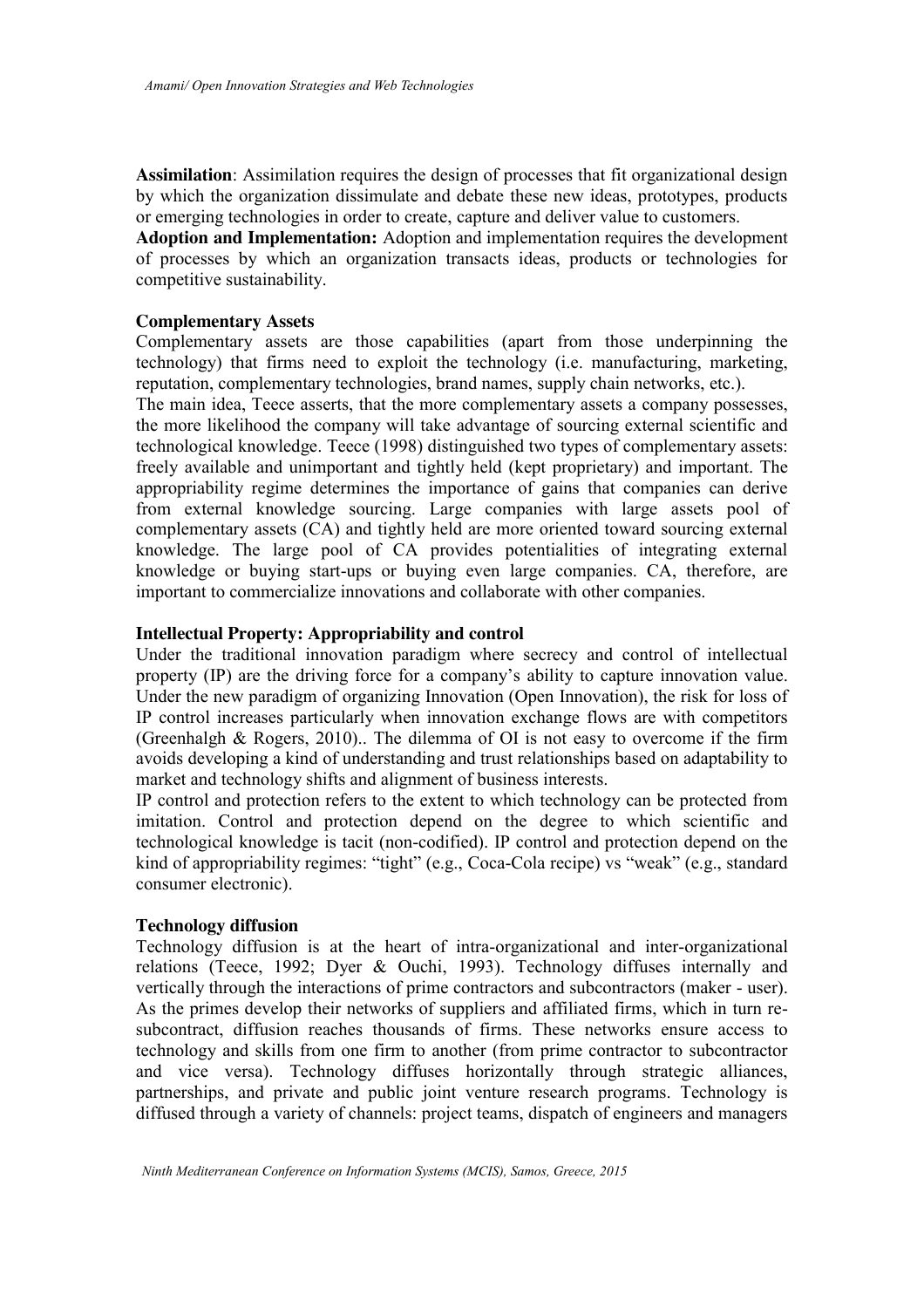**Assimilation**: Assimilation requires the design of processes that fit organizational design by which the organization dissimulate and debate these new ideas, prototypes, products or emerging technologies in order to create, capture and deliver value to customers.

**Adoption and Implementation:** Adoption and implementation requires the development of processes by which an organization transacts ideas, products or technologies for competitive sustainability.

### Complementary Assets

Complementary assets are those capabilities (apart from those underpinning the technology) that firms need to exploit the technology (i.e. manufacturing, marketing, reputation, complementary technologies, brand names, supply chain networks, etc.).

The main idea, Teece asserts, that the more complementary assets a company possesses, the more likelihood the company will take advantage of sourcing external scientific and technological knowledge. Teece (1998) distinguished two types of complementary assets: freely available and unimportant and tightly held (kept proprietary) and important. The appropriability regime determines the importance of gains that companies can derive from external knowledge sourcing. Large companies with large assets pool of complementary assets (CA) and tightly held are more oriented toward sourcing external knowledge. The large pool of CA provides potentialities of integrating external knowledge or buying start-ups or buying even large companies. CA, therefore, are important to commercialize innovations and collaborate with other companies.

### Intellectual Property: Appropriability and control

Under the traditional innovation paradigm where secrecy and control of intellectual property (IP) are the driving force for a company's ability to capture innovation value. Under the new paradigm of organizing Innovation (Open Innovation), the risk for loss of IP control increases particularly when innovation exchange flows are with competitors (Greenhalgh & Rogers, 2010).. The dilemma of OI is not easy to overcome if the firm avoids developing a kind of understanding and trust relationships based on adaptability to market and technology shifts and alignment of business interests.

IP control and protection refers to the extent to which technology can be protected from imitation. Control and protection depend on the degree to which scientific and technological knowledge is tacit (non-codified). IP control and protection depend on the kind of appropriability regimes: "tight" (e.g., Coca-Cola recipe) vs "weak" (e.g., standard consumer electronic).

### Technology diffusion

Technology diffusion is at the heart of intra-organizational and inter-organizational relations (Teece, 1992; Dyer & Ouchi, 1993). Technology diffuses internally and vertically through the interactions of prime contractors and subcontractors (maker - user). As the primes develop their networks of suppliers and affiliated firms, which in turn re-subcontract, diffusion reaches thousands of firms. These networks ensure access to technology and skills from one firm to another (from prime contractor to subcontractor and vice versa). Technology diffuses horizontally through strategic alliances, partnerships, and private and public joint venture research programs. Technology is diffused through a variety of channels: project teams, dispatch of engineers and managers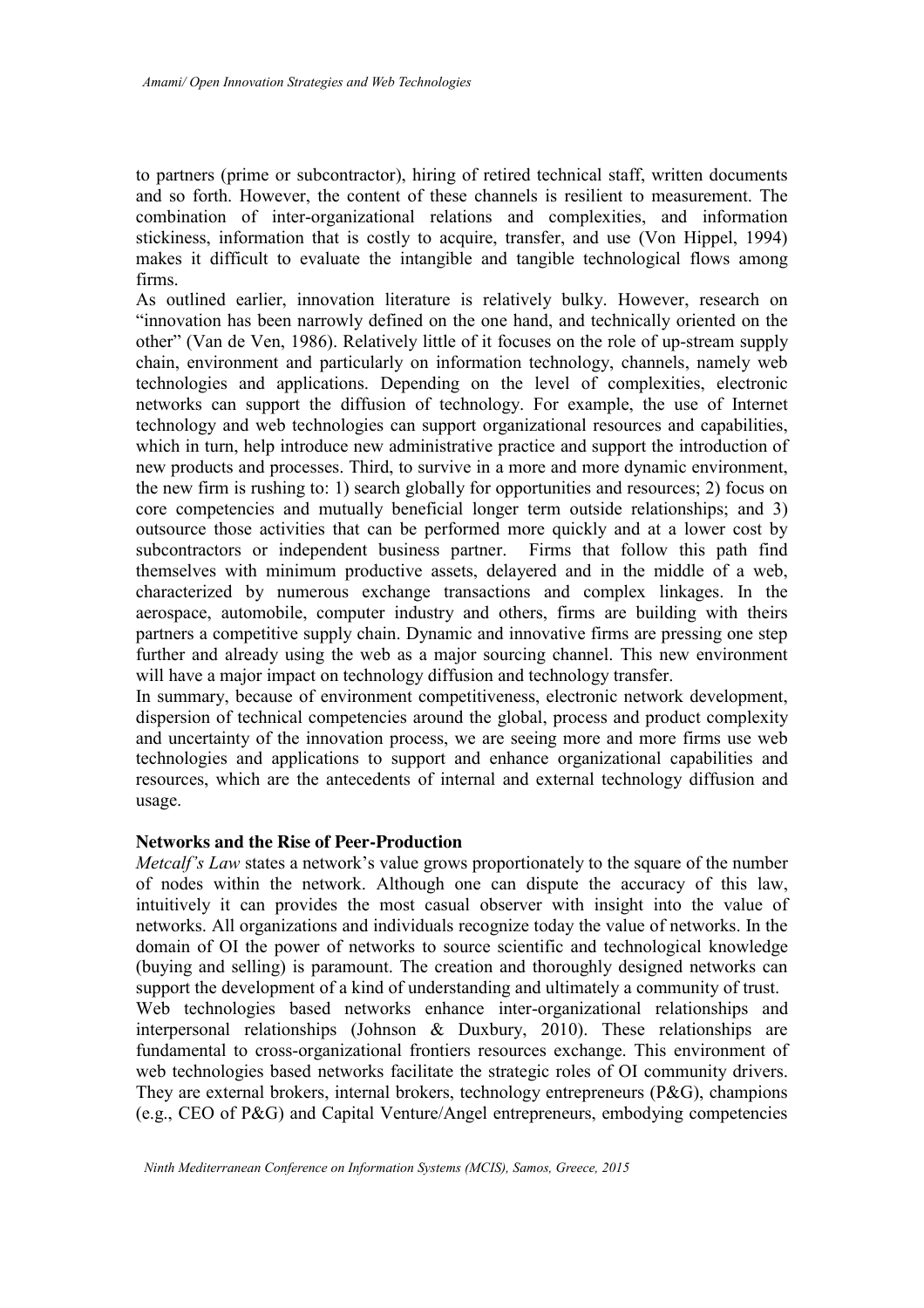to partners (prime or subcontractor), hiring of retired technical staff, written documents and so forth. However, the content of these channels is resilient to measurement. The combination of inter-organizational relations and complexities, and information stickiness, information that is costly to acquire, transfer, and use (Von Hippel, 1994) makes it difficult to evaluate the intangible and tangible technological flows among firms.

As outlined earlier, innovation literature is relatively bulky. However, research on "innovation has been narrowly defined on the one hand, and technically oriented on the other" (Van de Ven, 1986). Relatively little of it focuses on the role of up-stream supply chain, environment and particularly on information technology, channels, namely web technologies and applications. Depending on the level of complexities, electronic networks can support the diffusion of technology. For example, the use of Internet technology and web technologies can support organizational resources and capabilities, which in turn, help introduce new administrative practice and support the introduction of new products and processes. Third, to survive in a more and more dynamic environment, the new firm is rushing to: 1) search globally for opportunities and resources; 2) focus on core competencies and mutually beneficial longer term outside relationships; and 3) outsource those activities that can be performed more quickly and at a lower cost by subcontractors or independent business partner. Firms that follow this path find themselves with minimum productive assets, delayered and in the middle of a web, characterized by numerous exchange transactions and complex linkages. In the aerospace, automobile, computer industry and others, firms are building with theirs partners a competitive supply chain. Dynamic and innovative firms are pressing one step further and already using the web as a major sourcing channel. This new environment will have a major impact on technology diffusion and technology transfer.

In summary, because of environment competitiveness, electronic network development, dispersion of technical competencies around the global, process and product complexity and uncertainty of the innovation process, we are seeing more and more firms use web technologies and applications to support and enhance organizational capabilities and resources, which are the antecedents of internal and external technology diffusion and usage.

## Networks and the Rise of Peer-Production

*Metcalf's Law* states a network's value grows proportionately to the square of the number of nodes within the network. Although one can dispute the accuracy of this law, intuitively it can provides the most casual observer with insight into the value of networks. All organizations and individuals recognize today the value of networks. In the domain of OI the power of networks to source scientific and technological knowledge (buying and selling) is paramount. The creation and thoroughly designed networks can support the development of a kind of understanding and ultimately a community of trust.

Web technologies based networks enhance inter-organizational relationships and interpersonal relationships (Johnson & Duxbury, 2010). These relationships are fundamental to cross-organizational frontiers resources exchange. This environment of web technologies based networks facilitate the strategic roles of OI community drivers. They are external brokers, internal brokers, technology entrepreneurs (P&G), champions (e.g., CEO of P&G) and Capital Venture/Angel entrepreneurs, embodying competencies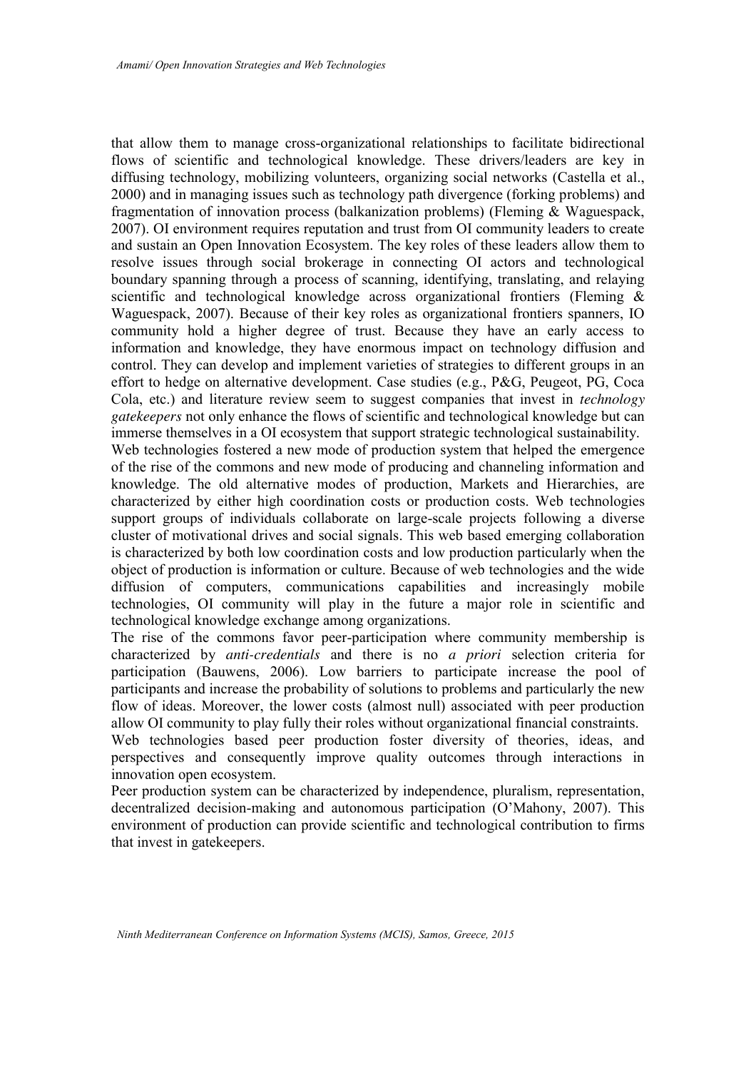that allow them to manage cross-organizational relationships to facilitate bidirectional flows of scientific and technological knowledge. These drivers/leaders are key in diffusing technology, mobilizing volunteers, organizing social networks (Castella et al., 2000) and in managing issues such as technology path divergence (forking problems) and fragmentation of innovation process (balkanization problems) (Fleming & Waguespack, 2007). OI environment requires reputation and trust from OI community leaders to create and sustain an Open Innovation Ecosystem. The key roles of these leaders allow them to resolve issues through social brokerage in connecting OI actors and technological boundary spanning through a process of scanning, identifying, translating, and relaying scientific and technological knowledge across organizational frontiers (Fleming & Waguespack, 2007). Because of their key roles as organizational frontiers spanners, IO community hold a higher degree of trust. Because they have an early access to information and knowledge, they have enormous impact on technology diffusion and control. They can develop and implement varieties of strategies to different groups in an effort to hedge on alternative development. Case studies (e.g., P&G, Peugeot, PG, Coca Cola, etc.) and literature review seem to suggest companies that invest in *technology gatekeepers* not only enhance the flows of scientific and technological knowledge but can immerse themselves in a OI ecosystem that support strategic technological sustainability.

Web technologies fostered a new mode of production system that helped the emergence of the rise of the commons and new mode of producing and channeling information and knowledge. The old alternative modes of production, Markets and Hierarchies, are characterized by either high coordination costs or production costs. Web technologies support groups of individuals collaborate on large-scale projects following a diverse cluster of motivational drives and social signals. This web based emerging collaboration is characterized by both low coordination costs and low production particularly when the object of production is information or culture. Because of web technologies and the wide diffusion of computers, communications capabilities and increasingly mobile technologies, OI community will play in the future a major role in scientific and technological knowledge exchange among organizations.

The rise of the commons favor peer-participation where community membership is characterized by *anti-credentials* and there is no *a priori* selection criteria for participation (Bauwens, 2006). Low barriers to participate increase the pool of participants and increase the probability of solutions to problems and particularly the new flow of ideas. Moreover, the lower costs (almost null) associated with peer production allow OI community to play fully their roles without organizational financial constraints.

Web technologies based peer production foster diversity of theories, ideas, and perspectives and consequently improve quality outcomes through interactions in innovation open ecosystem.

Peer production system can be characterized by independence, pluralism, representation, decentralized decision-making and autonomous participation (O'Mahony, 2007). This environment of production can provide scientific and technological contribution to firms that invest in gatekeepers.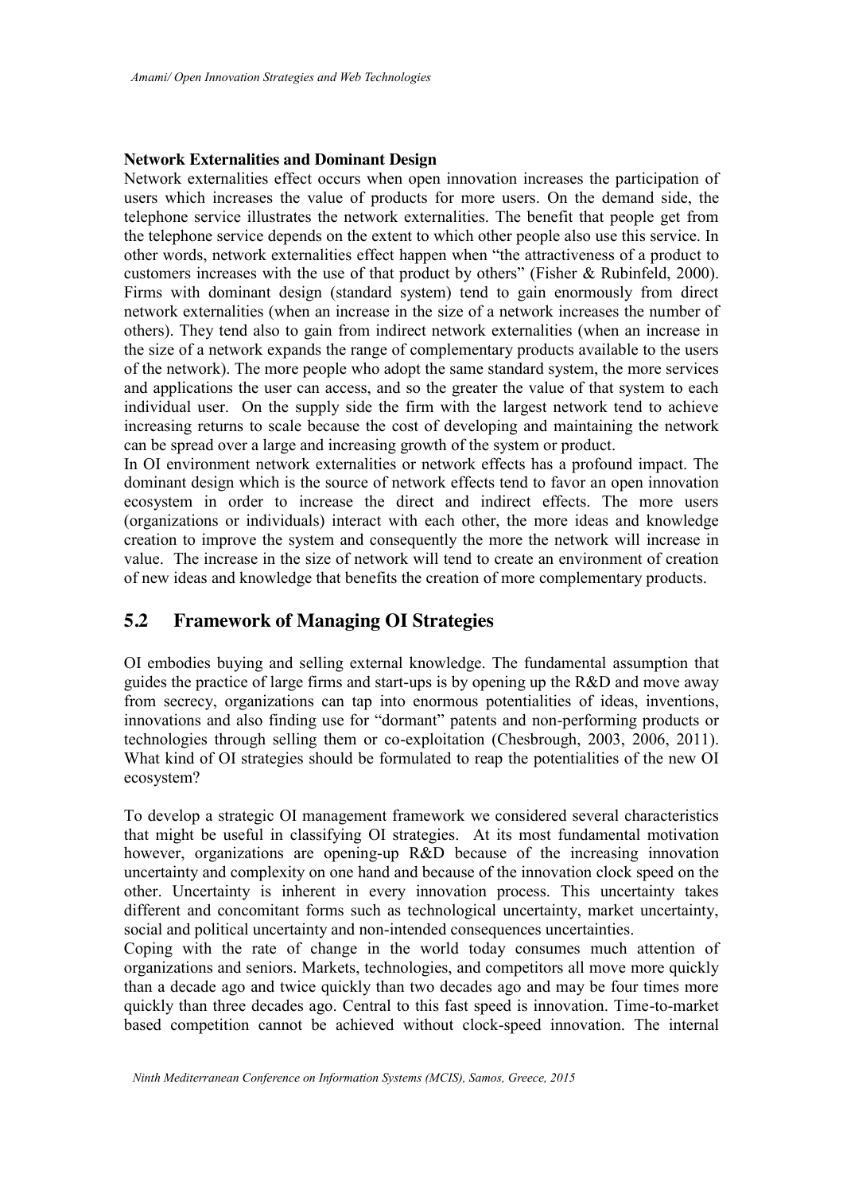**Network Externalities and Dominant Design**

Network externalities effect occurs when open innovation increases the participation of users which increases the value of products for more users. On the demand side, the telephone service illustrates the network externalities. The benefit that people get from the telephone service depends on the extent to which other people also use this service. In other words, network externalities effect happen when "the attractiveness of a product to customers increases with the use of that product by others" (Fisher & Rubinfeld, 2000). Firms with dominant design (standard system) tend to gain enormously from direct network externalities (when an increase in the size of a network increases the number of others). They tend also to gain from indirect network externalities (when an increase in the size of a network expands the range of complementary products available to the users of the network). The more people who adopt the same standard system, the more services and applications the user can access, and so the greater the value of that system to each individual user. On the supply side the firm with the largest network tend to achieve increasing returns to scale because the cost of developing and maintaining the network can be spread over a large and increasing growth of the system or product.

In OI environment network externalities or network effects has a profound impact. The dominant design which is the source of network effects tend to favor an open innovation ecosystem in order to increase the direct and indirect effects. The more users (organizations or individuals) interact with each other, the more ideas and knowledge creation to improve the system and consequently the more the network will increase in value. The increase in the size of network will tend to create an environment of creation of new ideas and knowledge that benefits the creation of more complementary products.

## 5.2 Framework of Managing OI Strategies

OI embodies buying and selling external knowledge. The fundamental assumption that guides the practice of large firms and start-ups is by opening up the R&D and move away from secrecy, organizations can tap into enormous potentialities of ideas, inventions, innovations and also finding use for "dormant" patents and non-performing products or technologies through selling them or co-exploitation (Chesbrough, 2003, 2006, 2011). What kind of OI strategies should be formulated to reap the potentialities of the new OI ecosystem?

To develop a strategic OI management framework we considered several characteristics that might be useful in classifying OI strategies. At its most fundamental motivation however, organizations are opening-up R&D because of the increasing innovation uncertainty and complexity on one hand and because of the innovation clock speed on the other. Uncertainty is inherent in every innovation process. This uncertainty takes different and concomitant forms such as technological uncertainty, market uncertainty, social and political uncertainty and non-intended consequences uncertainties.

Coping with the rate of change in the world today consumes much attention of organizations and seniors. Markets, technologies, and competitors all move more quickly than a decade ago and twice quickly than two decades ago and may be four times more quickly than three decades ago. Central to this fast speed is innovation. Time-to-market based competition cannot be achieved without clock-speed innovation. The internal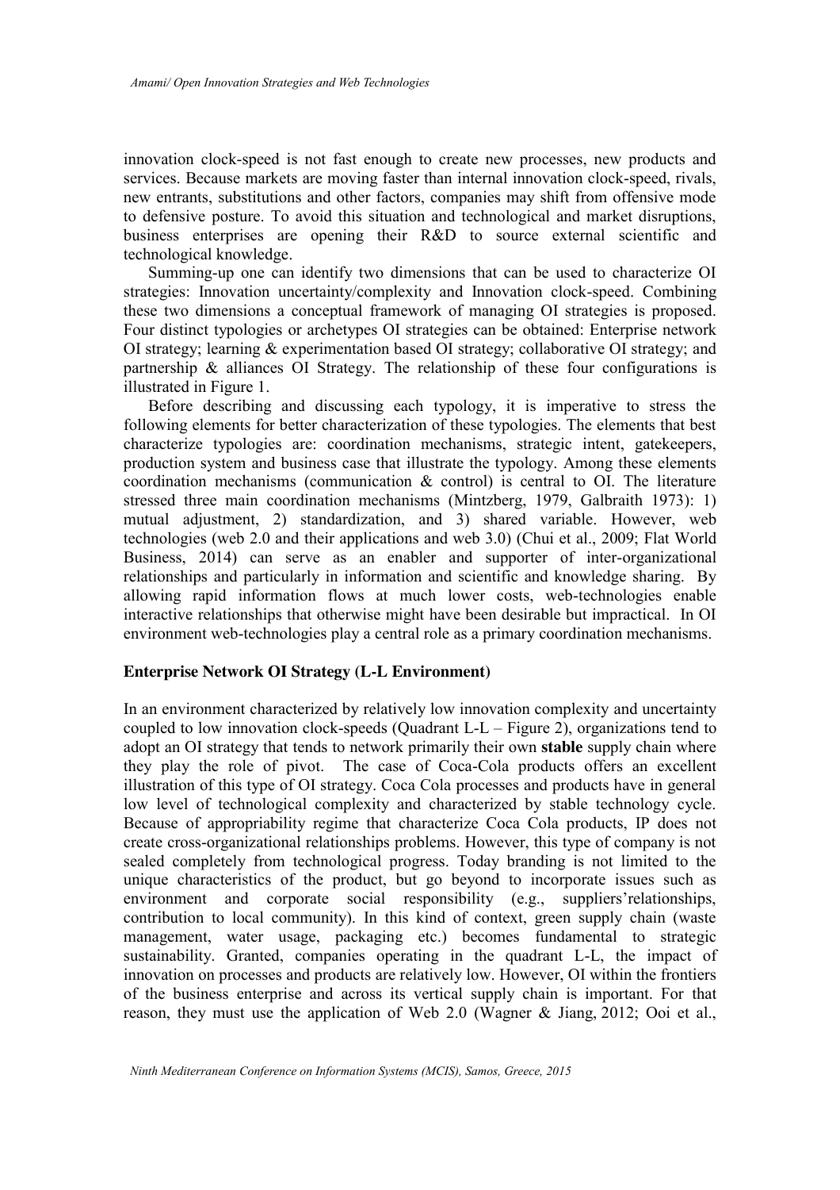innovation clock-speed is not fast enough to create new processes, new products and services. Because markets are moving faster than internal innovation clock-speed, rivals, new entrants, substitutions and other factors, companies may shift from offensive mode to defensive posture. To avoid this situation and technological and market disruptions, business enterprises are opening their R&D to source external scientific and technological knowledge.

Summing-up one can identify two dimensions that can be used to characterize OI strategies: Innovation uncertainty/complexity and Innovation clock-speed. Combining these two dimensions a conceptual framework of managing OI strategies is proposed. Four distinct typologies or archetypes OI strategies can be obtained: Enterprise network OI strategy; learning & experimentation based OI strategy; collaborative OI strategy; and partnership & alliances OI Strategy. The relationship of these four configurations is illustrated in Figure 1.

Before describing and discussing each typology, it is imperative to stress the following elements for better characterization of these typologies. The elements that best characterize typologies are: coordination mechanisms, strategic intent, gatekeepers, production system and business case that illustrate the typology. Among these elements coordination mechanisms (communication & control) is central to OI. The literature stressed three main coordination mechanisms (Mintzberg, 1979, Galbraith 1973): 1) mutual adjustment, 2) standardization, and 3) shared variable. However, web technologies (web 2.0 and their applications and web 3.0) (Chui et al., 2009; Flat World Business, 2014) can serve as an enabler and supporter of inter-organizational relationships and particularly in information and scientific and knowledge sharing. By allowing rapid information flows at much lower costs, web-technologies enable interactive relationships that otherwise might have been desirable but impractical. In OI environment web-technologies play a central role as a primary coordination mechanisms.

### Enterprise Network OI Strategy (L-L Environment)

In an environment characterized by relatively low innovation complexity and uncertainty coupled to low innovation clock-speeds (Quadrant L-L – Figure 2), organizations tend to adopt an OI strategy that tends to network primarily their own **stable** supply chain where they play the role of pivot. The case of Coca-Cola products offers an excellent illustration of this type of OI strategy. Coca Cola processes and products have in general low level of technological complexity and characterized by stable technology cycle. Because of appropriability regime that characterize Coca Cola products, IP does not create cross-organizational relationships problems. However, this type of company is not sealed completely from technological progress. Today branding is not limited to the unique characteristics of the product, but go beyond to incorporate issues such as environment and corporate social responsibility (e.g., suppliers'relationships, contribution to local community). In this kind of context, green supply chain (waste management, water usage, packaging etc.) becomes fundamental to strategic sustainability. Granted, companies operating in the quadrant L-L, the impact of innovation on processes and products are relatively low. However, OI within the frontiers of the business enterprise and across its vertical supply chain is important. For that reason, they must use the application of Web 2.0 (Wagner & Jiang, 2012; Ooi et al.,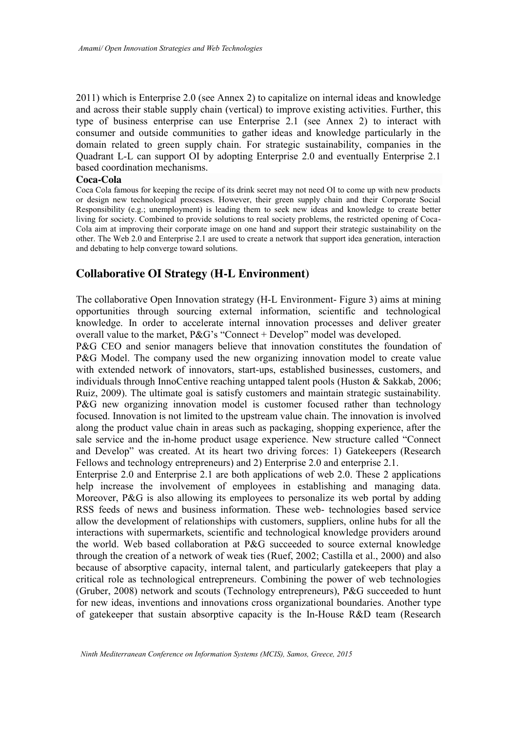2011) which is Enterprise 2.0 (see Annex 2) to capitalize on internal ideas and knowledge and across their stable supply chain (vertical) to improve existing activities. Further, this type of business enterprise can use Enterprise 2.1 (see Annex 2) to interact with consumer and outside communities to gather ideas and knowledge particularly in the domain related to green supply chain. For strategic sustainability, companies in the Quadrant L-L can support OI by adopting Enterprise 2.0 and eventually Enterprise 2.1 based coordination mechanisms.

**Coca-Cola**

Coca Cola famous for keeping the recipe of its drink secret may not need OI to come up with new products or design new technological processes. However, their green supply chain and their Corporate Social Responsibility (e.g.; unemployment) is leading them to seek new ideas and knowledge to create better living for society. Combined to provide solutions to real society problems, the restricted opening of Coca-Cola aim at improving their corporate image on one hand and support their strategic sustainability on the other. The Web 2.0 and Enterprise 2.1 are used to create a network that support idea generation, interaction and debating to help converge toward solutions.

## Collaborative OI Strategy (H-L Environment)

The collaborative Open Innovation strategy (H-L Environment- Figure 3) aims at mining opportunities through sourcing external information, scientific and technological knowledge. In order to accelerate internal innovation processes and deliver greater overall value to the market, P&G's "Connect + Develop" model was developed.

P&G CEO and senior managers believe that innovation constitutes the foundation of P&G Model. The company used the new organizing innovation model to create value with extended network of innovators, start-ups, established businesses, customers, and individuals through InnoCentive reaching untapped talent pools (Huston & Sakkab, 2006; Ruiz, 2009). The ultimate goal is satisfy customers and maintain strategic sustainability. P&G new organizing innovation model is customer focused rather than technology focused. Innovation is not limited to the upstream value chain. The innovation is involved along the product value chain in areas such as packaging, shopping experience, after the sale service and the in-home product usage experience. New structure called "Connect and Develop" was created. At its heart two driving forces: 1) Gatekeepers (Research Fellows and technology entrepreneurs) and 2) Enterprise 2.0 and enterprise 2.1.

Enterprise 2.0 and Enterprise 2.1 are both applications of web 2.0. These 2 applications help increase the involvement of employees in establishing and managing data. Moreover, P&G is also allowing its employees to personalize its web portal by adding RSS feeds of news and business information. These web- technologies based service allow the development of relationships with customers, suppliers, online hubs for all the interactions with supermarkets, scientific and technological knowledge providers around the world. Web based collaboration at P&G succeeded to source external knowledge through the creation of a network of weak ties (Ruef, 2002; Castilla et al., 2000) and also because of absorptive capacity, internal talent, and particularly gatekeepers that play a critical role as technological entrepreneurs. Combining the power of web technologies (Gruber, 2008) network and scouts (Technology entrepreneurs), P&G succeeded to hunt for new ideas, inventions and innovations cross organizational boundaries. Another type of gatekeeper that sustain absorptive capacity is the In-House R&D team (Research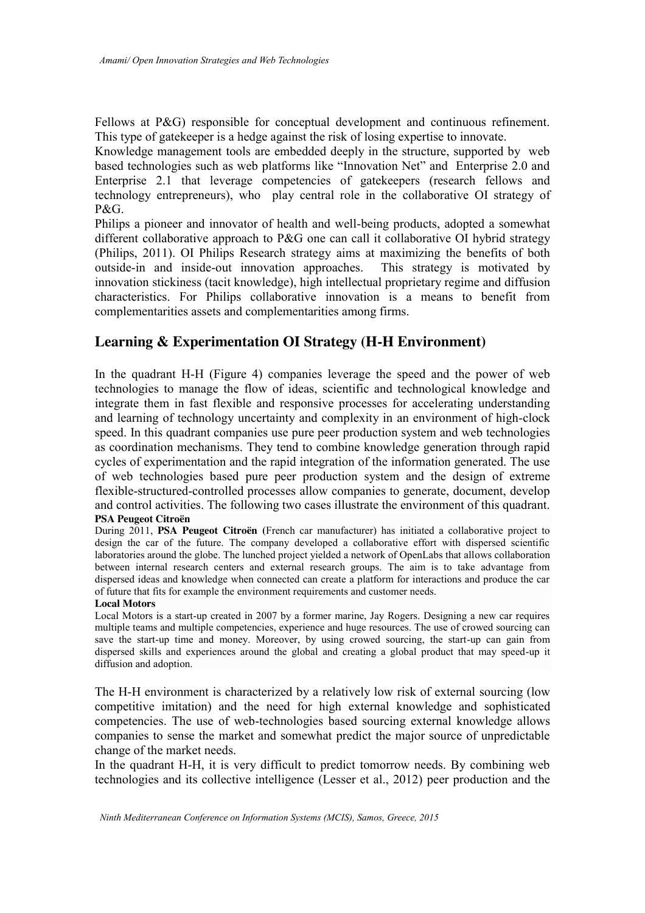Fellows at P&G) responsible for conceptual development and continuous refinement. This type of gatekeeper is a hedge against the risk of losing expertise to innovate.

Knowledge management tools are embedded deeply in the structure, supported by web based technologies such as web platforms like "Innovation Net" and Enterprise 2.0 and Enterprise 2.1 that leverage competencies of gatekeepers (research fellows and technology entrepreneurs), who play central role in the collaborative OI strategy of P&G.

Philips a pioneer and innovator of health and well-being products, adopted a somewhat different collaborative approach to P&G one can call it collaborative OI hybrid strategy (Philips, 2011). OI Philips Research strategy aims at maximizing the benefits of both outside-in and inside-out innovation approaches. This strategy is motivated by innovation stickiness (tacit knowledge), high intellectual proprietary regime and diffusion characteristics. For Philips collaborative innovation is a means to benefit from complementarities assets and complementarities among firms.

## Learning & Experimentation OI Strategy (H-H Environment)

In the quadrant H-H (Figure 4) companies leverage the speed and the power of web technologies to manage the flow of ideas, scientific and technological knowledge and integrate them in fast flexible and responsive processes for accelerating understanding and learning of technology uncertainty and complexity in an environment of high-clock speed. In this quadrant companies use pure peer production system and web technologies as coordination mechanisms. They tend to combine knowledge generation through rapid cycles of experimentation and the rapid integration of the information generated. The use of web technologies based pure peer production system and the design of extreme flexible-structured-controlled processes allow companies to generate, document, develop and control activities. The following two cases illustrate the environment of this quadrant.

**PSA Peugeot Citroën**

During 2011, **PSA Peugeot Citroën** (French car manufacturer) has initiated a collaborative project to design the car of the future. The company developed a collaborative effort with dispersed scientific laboratories around the globe. The lunched project yielded a network of OpenLabs that allows collaboration between internal research centers and external research groups. The aim is to take advantage from dispersed ideas and knowledge when connected can create a platform for interactions and produce the car of future that fits for example the environment requirements and customer needs.

**Local Motors**

Local Motors is a start-up created in 2007 by a former marine, Jay Rogers. Designing a new car requires multiple teams and multiple competencies, experience and huge resources. The use of crowed sourcing can save the start-up time and money. Moreover, by using crowed sourcing, the start-up can gain from dispersed skills and experiences around the global and creating a global product that may speed-up it diffusion and adoption.

The H-H environment is characterized by a relatively low risk of external sourcing (low competitive imitation) and the need for high external knowledge and sophisticated competencies. The use of web-technologies based sourcing external knowledge allows companies to sense the market and somewhat predict the major source of unpredictable change of the market needs.

In the quadrant H-H, it is very difficult to predict tomorrow needs. By combining web technologies and its collective intelligence (Lesser et al., 2012) peer production and the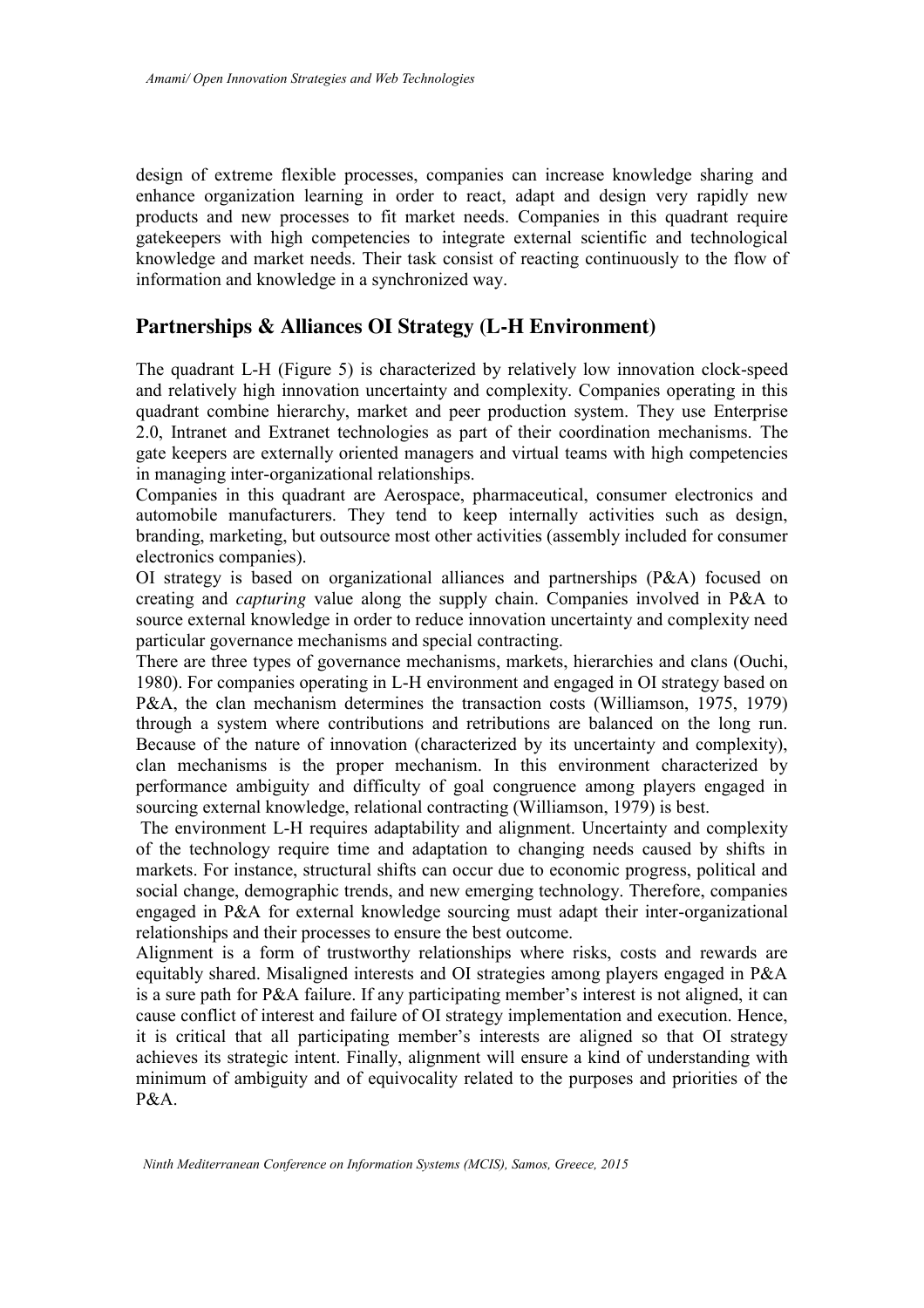design of extreme flexible processes, companies can increase knowledge sharing and enhance organization learning in order to react, adapt and design very rapidly new products and new processes to fit market needs. Companies in this quadrant require gatekeepers with high competencies to integrate external scientific and technological knowledge and market needs. Their task consist of reacting continuously to the flow of information and knowledge in a synchronized way.

## Partnerships & Alliances OI Strategy (L-H Environment)

The quadrant L-H (Figure 5) is characterized by relatively low innovation clock-speed and relatively high innovation uncertainty and complexity. Companies operating in this quadrant combine hierarchy, market and peer production system. They use Enterprise 2.0, Intranet and Extranet technologies as part of their coordination mechanisms. The gate keepers are externally oriented managers and virtual teams with high competencies in managing inter-organizational relationships.

Companies in this quadrant are Aerospace, pharmaceutical, consumer electronics and automobile manufacturers. They tend to keep internally activities such as design, branding, marketing, but outsource most other activities (assembly included for consumer electronics companies).

OI strategy is based on organizational alliances and partnerships (P&A) focused on creating and *capturing* value along the supply chain. Companies involved in P&A to source external knowledge in order to reduce innovation uncertainty and complexity need particular governance mechanisms and special contracting.

There are three types of governance mechanisms, markets, hierarchies and clans (Ouchi, 1980). For companies operating in L-H environment and engaged in OI strategy based on P&A, the clan mechanism determines the transaction costs (Williamson, 1975, 1979) through a system where contributions and retributions are balanced on the long run. Because of the nature of innovation (characterized by its uncertainty and complexity), clan mechanisms is the proper mechanism. In this environment characterized by performance ambiguity and difficulty of goal congruence among players engaged in sourcing external knowledge, relational contracting (Williamson, 1979) is best.

The environment L-H requires adaptability and alignment. Uncertainty and complexity of the technology require time and adaptation to changing needs caused by shifts in markets. For instance, structural shifts can occur due to economic progress, political and social change, demographic trends, and new emerging technology. Therefore, companies engaged in P&A for external knowledge sourcing must adapt their inter-organizational relationships and their processes to ensure the best outcome.

Alignment is a form of trustworthy relationships where risks, costs and rewards are equitably shared. Misaligned interests and OI strategies among players engaged in P&A is a sure path for P&A failure. If any participating member's interest is not aligned, it can cause conflict of interest and failure of OI strategy implementation and execution. Hence, it is critical that all participating member's interests are aligned so that OI strategy achieves its strategic intent. Finally, alignment will ensure a kind of understanding with minimum of ambiguity and of equivocality related to the purposes and priorities of the P&A.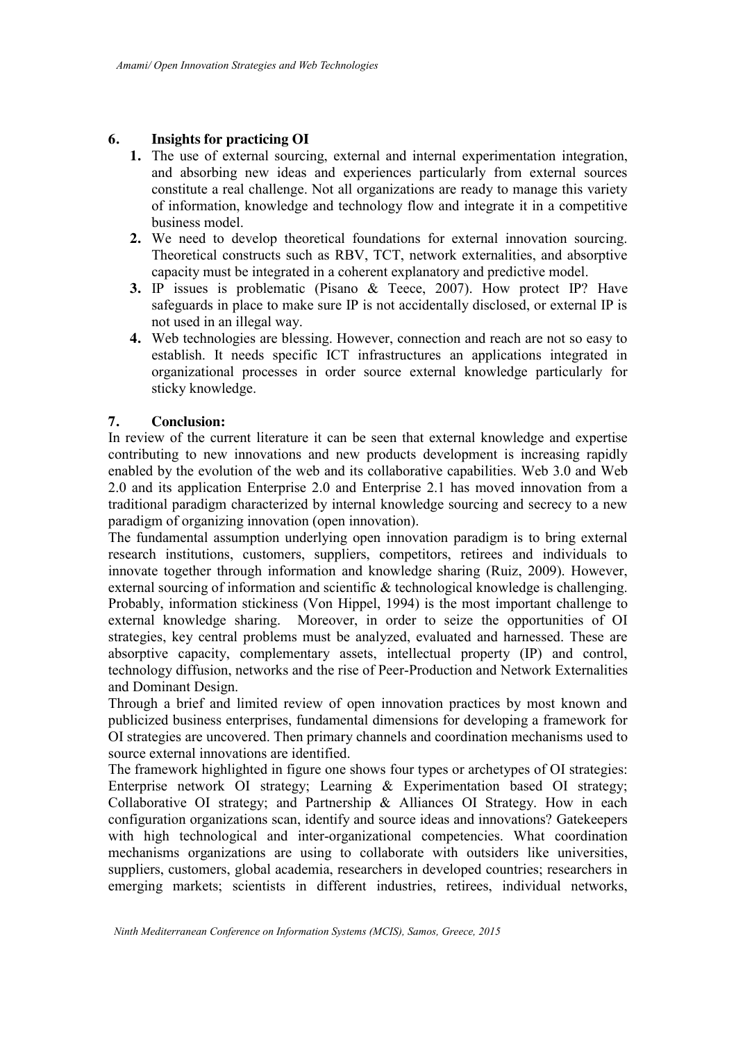## 6. Insights for practicing OI

1. The use of external sourcing, external and internal experimentation integration, and absorbing new ideas and experiences particularly from external sources constitute a real challenge. Not all organizations are ready to manage this variety of information, knowledge and technology flow and integrate it in a competitive business model.
2. We need to develop theoretical foundations for external innovation sourcing. Theoretical constructs such as RBV, TCT, network externalities, and absorptive capacity must be integrated in a coherent explanatory and predictive model.
3. IP issues is problematic (Pisano & Teece, 2007). How protect IP? Have safeguards in place to make sure IP is not accidentally disclosed, or external IP is not used in an illegal way.
4. Web technologies are blessing. However, connection and reach are not so easy to establish. It needs specific ICT infrastructures an applications integrated in organizational processes in order source external knowledge particularly for sticky knowledge.

## 7. Conclusion:

In review of the current literature it can be seen that external knowledge and expertise contributing to new innovations and new products development is increasing rapidly enabled by the evolution of the web and its collaborative capabilities. Web 3.0 and Web 2.0 and its application Enterprise 2.0 and Enterprise 2.1 has moved innovation from a traditional paradigm characterized by internal knowledge sourcing and secrecy to a new paradigm of organizing innovation (open innovation).

The fundamental assumption underlying open innovation paradigm is to bring external research institutions, customers, suppliers, competitors, retirees and individuals to innovate together through information and knowledge sharing (Ruiz, 2009). However, external sourcing of information and scientific & technological knowledge is challenging. Probably, information stickiness (Von Hippel, 1994) is the most important challenge to external knowledge sharing. Moreover, in order to seize the opportunities of OI strategies, key central problems must be analyzed, evaluated and harnessed. These are absorptive capacity, complementary assets, intellectual property (IP) and control, technology diffusion, networks and the rise of Peer-Production and Network Externalities and Dominant Design.

Through a brief and limited review of open innovation practices by most known and publicized business enterprises, fundamental dimensions for developing a framework for OI strategies are uncovered. Then primary channels and coordination mechanisms used to source external innovations are identified.

The framework highlighted in figure one shows four types or archetypes of OI strategies: Enterprise network OI strategy; Learning & Experimentation based OI strategy; Collaborative OI strategy; and Partnership & Alliances OI Strategy. How in each configuration organizations scan, identify and source ideas and innovations? Gatekeepers with high technological and inter-organizational competencies. What coordination mechanisms organizations are using to collaborate with outsiders like universities, suppliers, customers, global academia, researchers in developed countries; researchers in emerging markets; scientists in different industries, retirees, individual networks,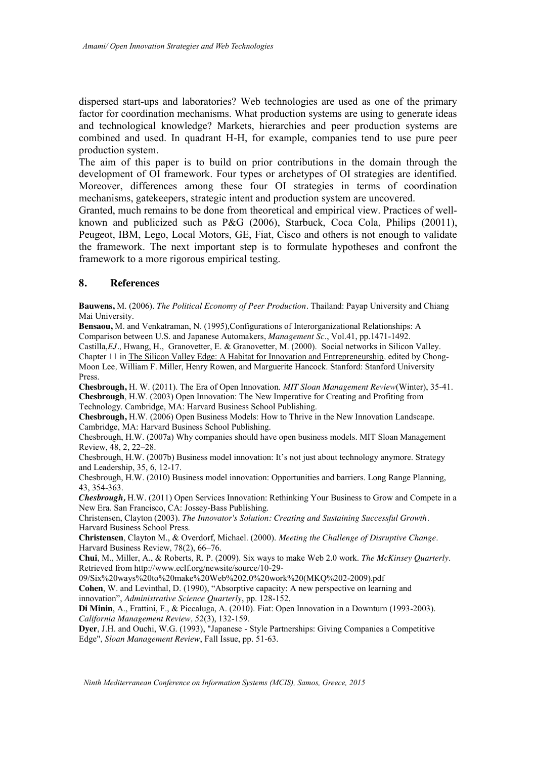dispersed start-ups and laboratories? Web technologies are used as one of the primary factor for coordination mechanisms. What production systems are using to generate ideas and technological knowledge? Markets, hierarchies and peer production systems are combined and used. In quadrant H-H, for example, companies tend to use pure peer production system.

The aim of this paper is to build on prior contributions in the domain through the development of OI framework. Four types or archetypes of OI strategies are identified. Moreover, differences among these four OI strategies in terms of coordination mechanisms, gatekeepers, strategic intent and production system are uncovered.

Granted, much remains to be done from theoretical and empirical view. Practices of well-known and publicized such as P&G (2006), Starbuck, Coca Cola, Philips (20011), Peugeot, IBM, Lego, Local Motors, GE, Fiat, Cisco and others is not enough to validate the framework. The next important step is to formulate hypotheses and confront the framework to a more rigorous empirical testing.

## 8. References

**Bauwens,** M. (2006). *The Political Economy of Peer Production*. Thailand: Payap University and Chiang Mai University.

**Bensaou,** M. and Venkatraman, N. (1995),Configurations of Interorganizational Relationships: A Comparison between U.S. and Japanese Automakers, *Management Sc*., Vol.41, pp.1471-1492.

Castilla,*EJ*., Hwang, H., Granovetter, E. & Granovetter, M. (2000). Social networks in Silicon Valley. Chapter 11 in The Silicon Valley Edge: A Habitat for Innovation and Entrepreneurship, edited by Chong-Moon Lee, William F. Miller, Henry Rowen, and Marguerite Hancock. Stanford: Stanford University Press.

**Chesbrough,** H. W. (2011). The Era of Open Innovation. *MIT Sloan Management Review*(Winter), 35-41.

**Chesbrough**, H.W. (2003) Open Innovation: The New Imperative for Creating and Profiting from Technology. Cambridge, MA: Harvard Business School Publishing.

**Chesbrough,** H.W. (2006) Open Business Models: How to Thrive in the New Innovation Landscape. Cambridge, MA: Harvard Business School Publishing.

Chesbrough, H.W. (2007a) Why companies should have open business models. MIT Sloan Management Review, 48, 2, 22–28.

Chesbrough, H.W. (2007b) Business model innovation: It's not just about technology anymore. Strategy and Leadership, 35, 6, 12-17.

Chesbrough, H.W. (2010) Business model innovation: Opportunities and barriers. Long Range Planning, 43, 354-363.

***Chesbrough,*** H.W. (2011) Open Services Innovation: Rethinking Your Business to Grow and Compete in a New Era. San Francisco, CA: Jossey-Bass Publishing.

Christensen, Clayton (2003). *The Innovator's Solution: Creating and Sustaining Successful Growth*. Harvard Business School Press.

**Christensen**, Clayton M., & Overdorf, Michael. (2000). *Meeting the Challenge of Disruptive Change*. Harvard Business Review, 78(2), 66–76.

**Chui**, M., Miller, A., & Roberts, R. P. (2009). Six ways to make Web 2.0 work. *The McKinsey Quarterly*. Retrieved from http://www.eclf.org/newsite/source/10-29-09/Six%20ways%20to%20make%20Web%202.0%20work%20(MKQ%202-2009).pdf

**Cohen**, W. and Levinthal, D. (1990), "Absorptive capacity: A new perspective on learning and innovation", *Administrative Science Quarterly*, pp. 128-152.

**Di Minin**, A., Frattini, F., & Piccaluga, A. (2010). Fiat: Open Innovation in a Downturn (1993-2003). *California Management Review*, *52*(3), 132-159.

**Dyer**, J.H. and Ouchi, W.G. (1993), "Japanese - Style Partnerships: Giving Companies a Competitive Edge", *Sloan Management Review*, Fall Issue, pp. 51-63.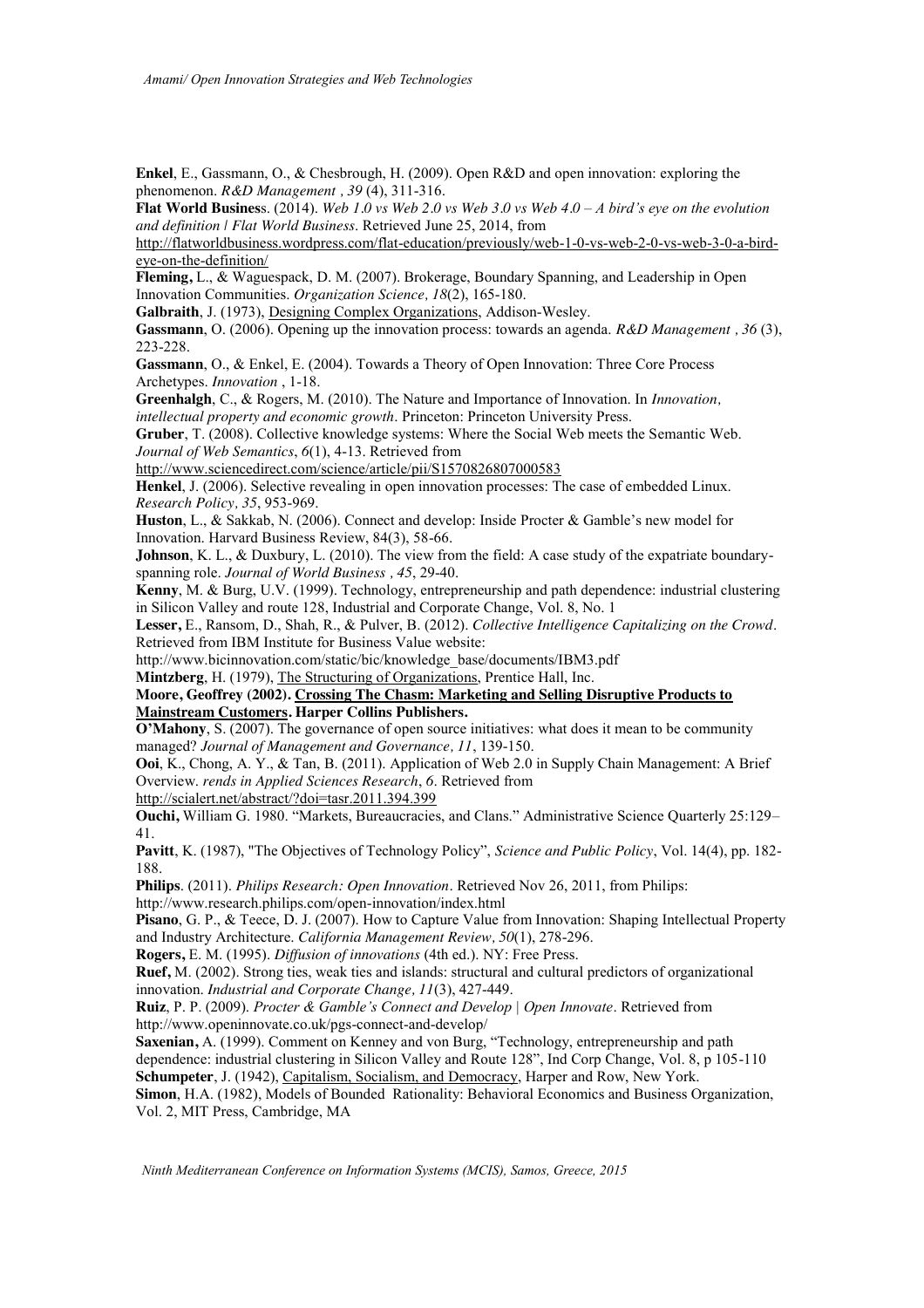**Enkel**, E., Gassmann, O., & Chesbrough, H. (2009). Open R&D and open innovation: exploring the phenomenon. *R&D Management , 39* (4), 311-316.

**Flat World Busines**s. (2014). *Web 1.0 vs Web 2.0 vs Web 3.0 vs Web 4.0 – A bird's eye on the evolution and definition | Flat World Business*. Retrieved June 25, 2014, from http://flatworldbusiness.wordpress.com/flat-education/previously/web-1-0-vs-web-2-0-vs-web-3-0-a-bird-eye-on-the-definition/

**Fleming,** L., & Waguespack, D. M. (2007). Brokerage, Boundary Spanning, and Leadership in Open Innovation Communities. *Organization Science, 18*(2), 165-180.

**Galbraith**, J. (1973), Designing Complex Organizations, Addison-Wesley.

**Gassmann**, O. (2006). Opening up the innovation process: towards an agenda. *R&D Management , 36* (3), 223-228.

**Gassmann**, O., & Enkel, E. (2004). Towards a Theory of Open Innovation: Three Core Process Archetypes. *Innovation* , 1-18.

**Greenhalgh**, C., & Rogers, M. (2010). The Nature and Importance of Innovation. In *Innovation, intellectual property and economic growth*. Princeton: Princeton University Press.

**Gruber**, T. (2008). Collective knowledge systems: Where the Social Web meets the Semantic Web. *Journal of Web Semantics*, *6*(1), 4-13. Retrieved from http://www.sciencedirect.com/science/article/pii/S1570826807000583

**Henkel**, J. (2006). Selective revealing in open innovation processes: The case of embedded Linux. *Research Policy, 35*, 953-969.

**Huston**, L., & Sakkab, N. (2006). Connect and develop: Inside Procter & Gamble's new model for Innovation. Harvard Business Review, 84(3), 58-66.

**Johnson**, K. L., & Duxbury, L. (2010). The view from the field: A case study of the expatriate boundary-spanning role. *Journal of World Business , 45*, 29-40.

**Kenny**, M. & Burg, U.V. (1999). Technology, entrepreneurship and path dependence: industrial clustering in Silicon Valley and route 128, Industrial and Corporate Change, Vol. 8, No. 1

**Lesser,** E., Ransom, D., Shah, R., & Pulver, B. (2012). *Collective Intelligence Capitalizing on the Crowd*. Retrieved from IBM Institute for Business Value website: http://www.bicinnovation.com/static/bic/knowledge_base/documents/IBM3.pdf

**Mintzberg**, H. (1979), The Structuring of Organizations, Prentice Hall, Inc.

**Moore, Geoffrey (2002). Crossing The Chasm: Marketing and Selling Disruptive Products to Mainstream Customers. Harper Collins Publishers.**

**O'Mahony**, S. (2007). The governance of open source initiatives: what does it mean to be community managed? *Journal of Management and Governance, 11*, 139-150.

**Ooi**, K., Chong, A. Y., & Tan, B. (2011). Application of Web 2.0 in Supply Chain Management: A Brief Overview. *rends in Applied Sciences Research*, *6*. Retrieved from http://scialert.net/abstract/?doi=tasr.2011.394.399

**Ouchi,** William G. 1980. "Markets, Bureaucracies, and Clans." Administrative Science Quarterly 25:129–41.

**Pavitt**, K. (1987), "The Objectives of Technology Policy", *Science and Public Policy*, Vol. 14(4), pp. 182-188.

**Philips**. (2011). *Philips Research: Open Innovation*. Retrieved Nov 26, 2011, from Philips: http://www.research.philips.com/open-innovation/index.html

**Pisano**, G. P., & Teece, D. J. (2007). How to Capture Value from Innovation: Shaping Intellectual Property and Industry Architecture. *California Management Review, 50*(1), 278-296.

**Rogers,** E. M. (1995). *Diffusion of innovations* (4th ed.). NY: Free Press.

**Ruef,** M. (2002). Strong ties, weak ties and islands: structural and cultural predictors of organizational innovation. *Industrial and Corporate Change, 11*(3), 427-449.

**Ruiz**, P. P. (2009). *Procter & Gamble's Connect and Develop | Open Innovate*. Retrieved from http://www.openinnovate.co.uk/pgs-connect-and-develop/

**Saxenian,** A. (1999). Comment on Kenney and von Burg, "Technology, entrepreneurship and path dependence: industrial clustering in Silicon Valley and Route 128", Ind Corp Change, Vol. 8, p 105-110

**Schumpeter**, J. (1942), Capitalism, Socialism, and Democracy, Harper and Row, New York.

**Simon**, H.A. (1982), Models of Bounded Rationality: Behavioral Economics and Business Organization, Vol. 2, MIT Press, Cambridge, MA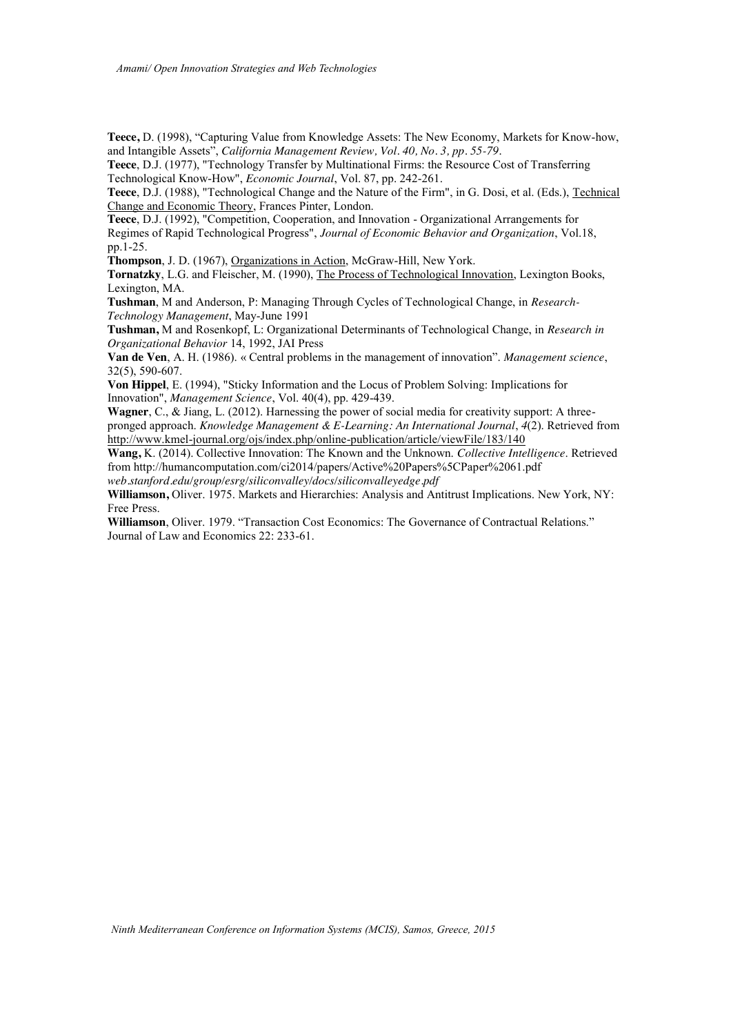**Teece,** D. (1998), "Capturing Value from Knowledge Assets: The New Economy, Markets for Know-how, and Intangible Assets", *California Management Review, Vol. 40, No. 3, pp. 55-79*.

**Teece**, D.J. (1977), "Technology Transfer by Multinational Firms: the Resource Cost of Transferring Technological Know-How", *Economic Journal*, Vol. 87, pp. 242-261.

**Teece**, D.J. (1988), "Technological Change and the Nature of the Firm", in G. Dosi, et al. (Eds.), Technical Change and Economic Theory, Frances Pinter, London.

**Teece**, D.J. (1992), "Competition, Cooperation, and Innovation - Organizational Arrangements for Regimes of Rapid Technological Progress", *Journal of Economic Behavior and Organization*, Vol.18, pp.1-25.

**Thompson**, J. D. (1967), Organizations in Action, McGraw-Hill, New York.

**Tornatzky**, L.G. and Fleischer, M. (1990), The Process of Technological Innovation, Lexington Books, Lexington, MA.

**Tushman**, M and Anderson, P: Managing Through Cycles of Technological Change, in *Research-Technology Management*, May-June 1991

**Tushman,** M and Rosenkopf, L: Organizational Determinants of Technological Change, in *Research in Organizational Behavior* 14, 1992, JAI Press

**Van de Ven**, A. H. (1986). « Central problems in the management of innovation". *Management science*, 32(5), 590-607.

**Von Hippel**, E. (1994), "Sticky Information and the Locus of Problem Solving: Implications for Innovation", *Management Science*, Vol. 40(4), pp. 429-439.

**Wagner**, C., & Jiang, L. (2012). Harnessing the power of social media for creativity support: A three-pronged approach. *Knowledge Management & E-Learning: An International Journal*, *4*(2). Retrieved from http://www.kmel-journal.org/ojs/index.php/online-publication/article/viewFile/183/140

**Wang,** K. (2014). Collective Innovation: The Known and the Unknown. *Collective Intelligence*. Retrieved from http://humancomputation.com/ci2014/papers/Active%20Papers%5CPaper%2061.pdf
*web.stanford.edu/group/esrg/siliconvalley/docs/siliconvalleyedge.pdf*

**Williamson,** Oliver. 1975. Markets and Hierarchies: Analysis and Antitrust Implications. New York, NY: Free Press.

**Williamson**, Oliver. 1979. "Transaction Cost Economics: The Governance of Contractual Relations." Journal of Law and Economics 22: 233-61.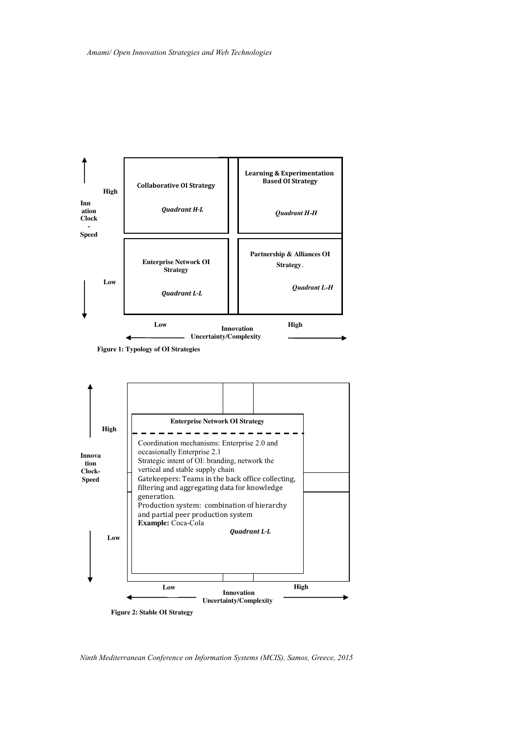| | Low Innovation Uncertainty/Complexity | High Innovation Uncertainty/Complexity |
|---|---|---|
| **High** Innovation Clock-Speed | **Collaborative OI Strategy** *Quadrant H-L* | **Learning & Experimentation Based OI Strategy** *Quadrant H-H* |
| **Low** Innovation Clock-Speed | **Enterprise Network OI Strategy** *Quadrant L-L* | **Partnership & Alliances OI Strategy.** *Quadrant L-H* |

**Figure 1: Typology of OI Strategies**

**Enterprise Network OI Strategy**

Coordination mechanisms: Enterprise 2.0 and occasionally Enterprise 2.1
Strategic intent of OI: branding, network the vertical and stable supply chain
Gatekeepers: Teams in the back office collecting, filtering and aggregating data for knowledge generation.
Production system: combination of hierarchy and partial peer production system
**Example:** Coca-Cola

*Quadrant L-L*

Axes: Innovation Clock-Speed (High / Low); Innovation Uncertainty/Complexity (Low / High)

**Figure 2: Stable OI Strategy**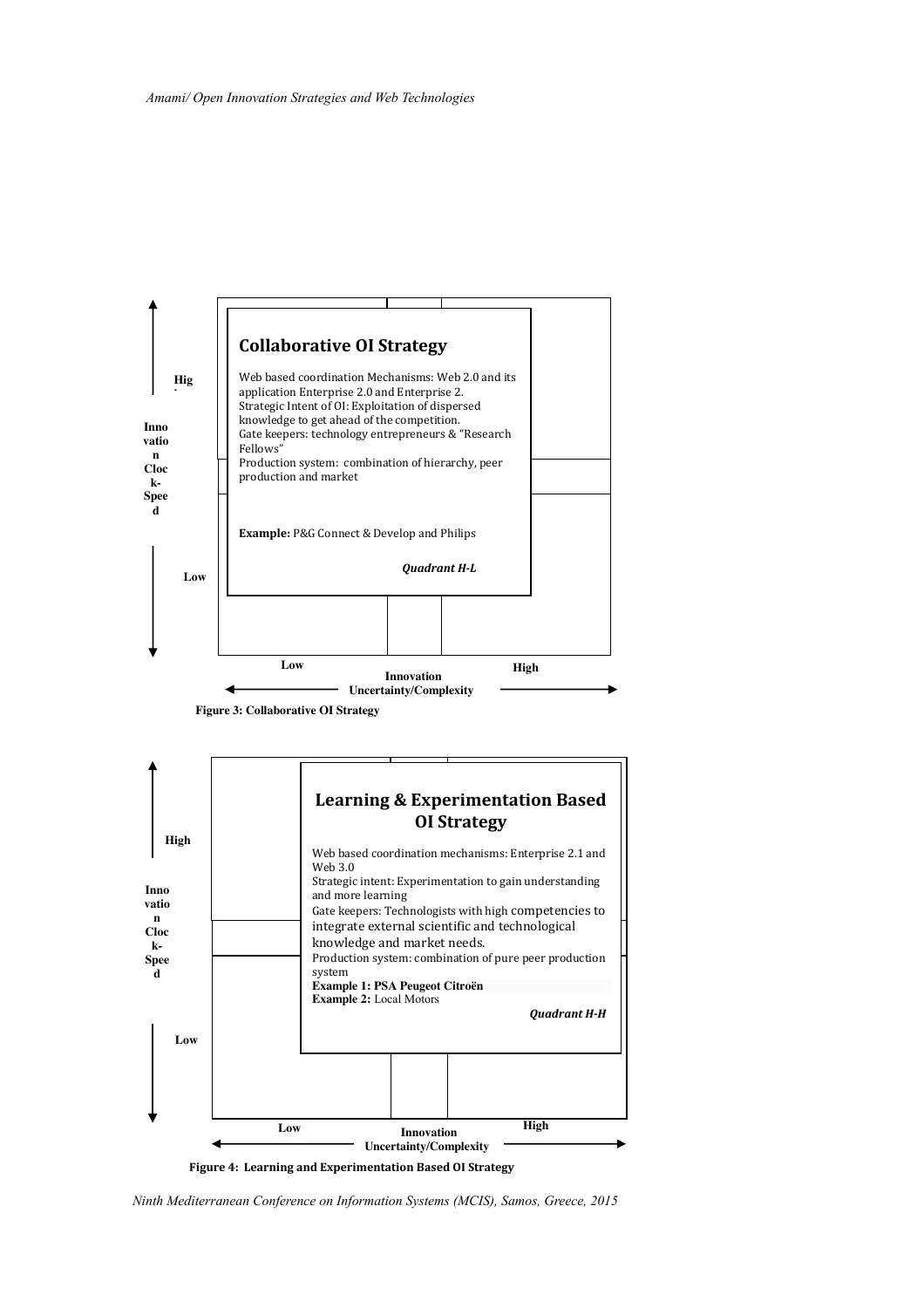High

Innovation Clock-Speed

Low

## Collaborative OI Strategy

Web based coordination Mechanisms: Web 2.0 and its application Enterprise 2.0 and Enterprise 2.
Strategic Intent of OI: Exploitation of dispersed knowledge to get ahead of the competition.
Gate keepers: technology entrepreneurs & "Research Fellows"
Production system: combination of hierarchy, peer production and market

**Example:** P&G Connect & Develop and Philips

***Quadrant H-L***

Low — Innovation Uncertainty/Complexity — High

**Figure 3: Collaborative OI Strategy**

High

Innovation Clock-Speed

Low

## Learning & Experimentation Based OI Strategy

Web based coordination mechanisms: Enterprise 2.1 and Web 3.0
Strategic intent: Experimentation to gain understanding and more learning
Gate keepers: Technologists with high competencies to integrate external scientific and technological knowledge and market needs.
Production system: combination of pure peer production system
**Example 1: PSA Peugeot Citroën**
**Example 2:** Local Motors

***Quadrant H-H***

Low — Innovation Uncertainty/Complexity — High

**Figure 4: Learning and Experimentation Based OI Strategy**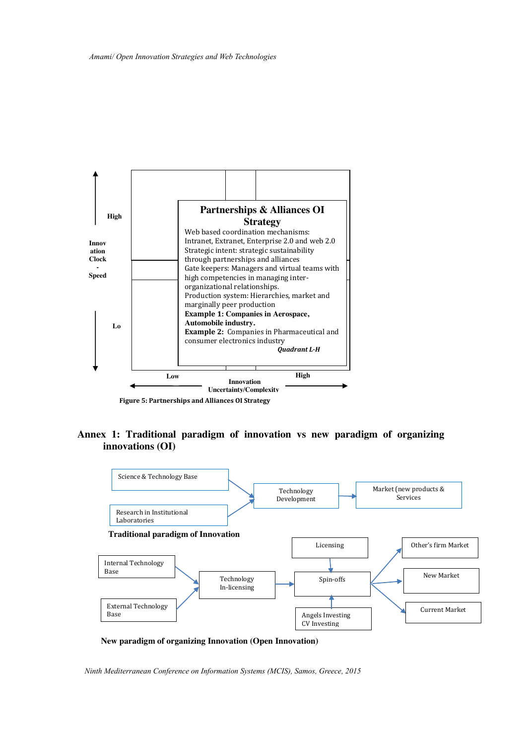High

Innov
ation
Clock
-
Speed

Lo

**Partnerships & Alliances OI Strategy**

Web based coordination mechanisms: Intranet, Extranet, Enterprise 2.0 and web 2.0
Strategic intent: strategic sustainability through partnerships and alliances
Gate keepers: Managers and virtual teams with high competencies in managing inter-organizational relationships.
Production system: Hierarchies, market and marginally peer production
**Example 1: Companies in Aerospace, Automobile industry.**
**Example 2:** Companies in Pharmaceutical and consumer electronics industry
***Quadrant L-H***

Low — Innovation Uncertainty/Complexity — High

**Figure 5: Partnerships and Alliances OI Strategy**

## Annex 1: Traditional paradigm of innovation vs new paradigm of organizing innovations (OI)

Science & Technology Base → Technology Development
Research in Institutional Laboratories → Technology Development
Technology Development → Market (new products & Services)

**Traditional paradigm of Innovation**

Internal Technology Base → Technology In-licensing
External Technology Base → Technology In-licensing
Technology In-licensing → Spin-offs
Licensing → Spin-offs
Angels Investing CV Investing → Spin-offs
Spin-offs → Other's firm Market
Spin-offs → New Market
Spin-offs → Current Market

**New paradigm of organizing Innovation (Open Innovation)**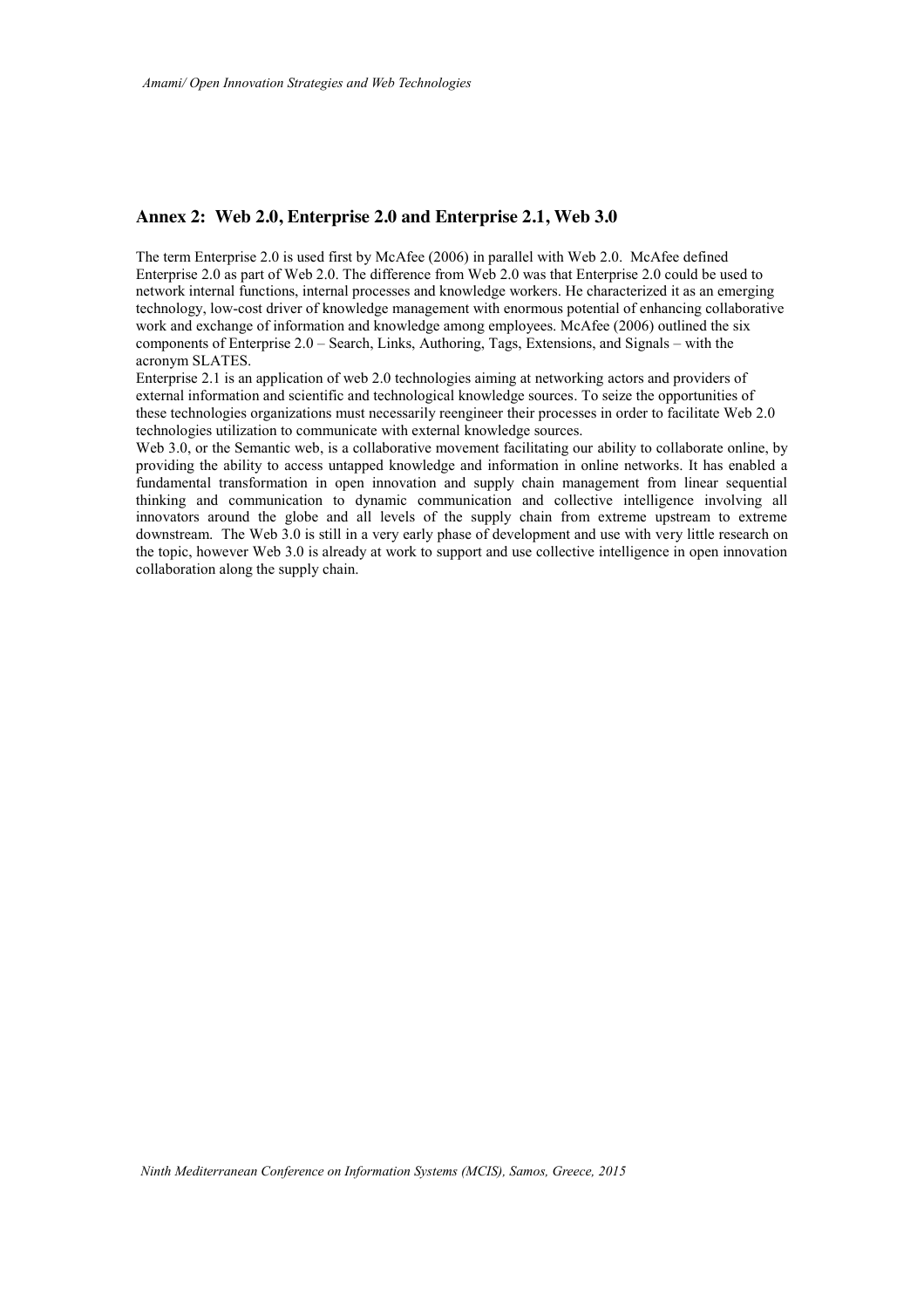## Annex 2: Web 2.0, Enterprise 2.0 and Enterprise 2.1, Web 3.0

The term Enterprise 2.0 is used first by McAfee (2006) in parallel with Web 2.0. McAfee defined Enterprise 2.0 as part of Web 2.0. The difference from Web 2.0 was that Enterprise 2.0 could be used to network internal functions, internal processes and knowledge workers. He characterized it as an emerging technology, low-cost driver of knowledge management with enormous potential of enhancing collaborative work and exchange of information and knowledge among employees. McAfee (2006) outlined the six components of Enterprise 2.0 – Search, Links, Authoring, Tags, Extensions, and Signals – with the acronym SLATES.

Enterprise 2.1 is an application of web 2.0 technologies aiming at networking actors and providers of external information and scientific and technological knowledge sources. To seize the opportunities of these technologies organizations must necessarily reengineer their processes in order to facilitate Web 2.0 technologies utilization to communicate with external knowledge sources.

Web 3.0, or the Semantic web, is a collaborative movement facilitating our ability to collaborate online, by providing the ability to access untapped knowledge and information in online networks. It has enabled a fundamental transformation in open innovation and supply chain management from linear sequential thinking and communication to dynamic communication and collective intelligence involving all innovators around the globe and all levels of the supply chain from extreme upstream to extreme downstream. The Web 3.0 is still in a very early phase of development and use with very little research on the topic, however Web 3.0 is already at work to support and use collective intelligence in open innovation collaboration along the supply chain.